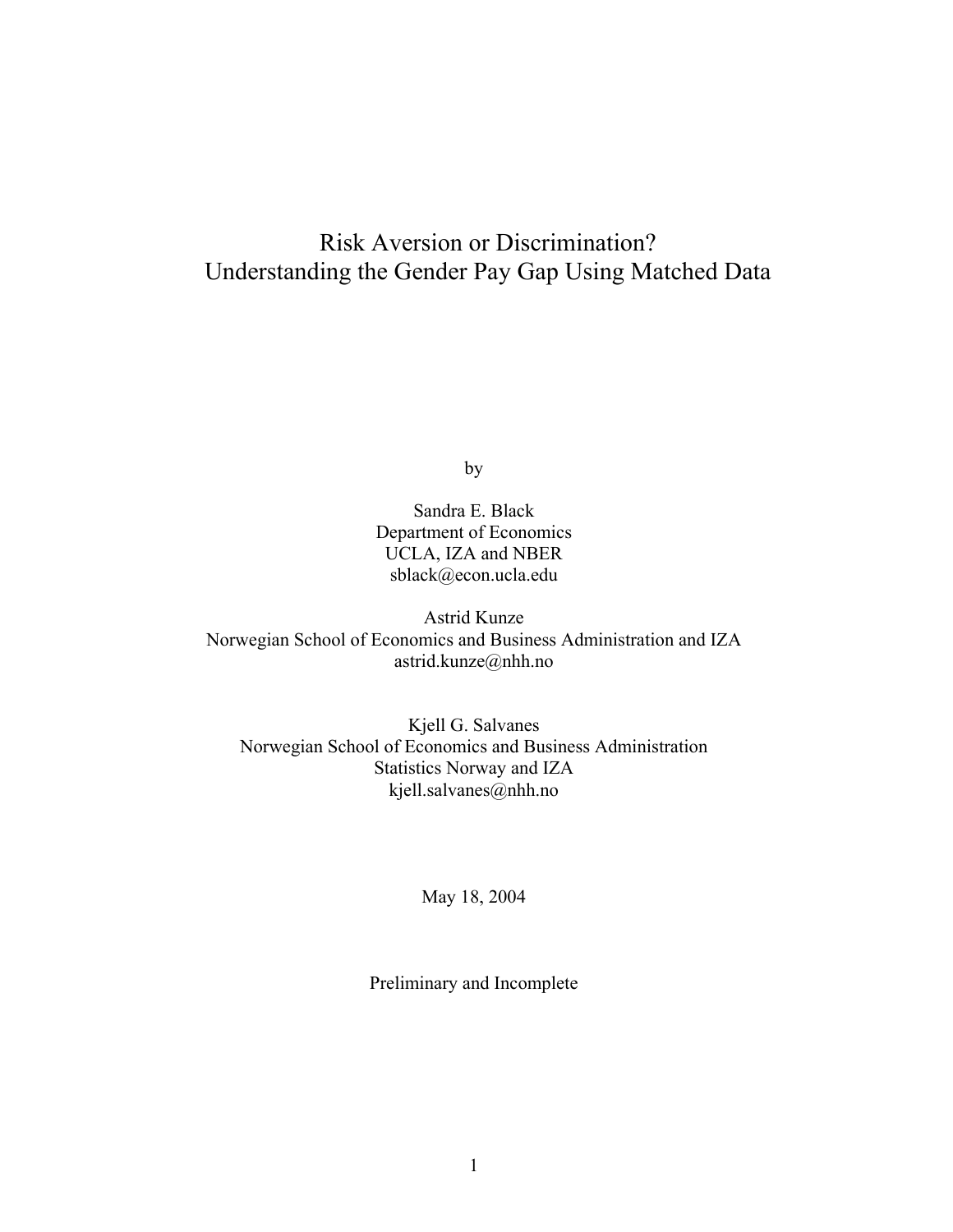# Risk Aversion or Discrimination?
# Understanding the Gender Pay Gap Using Matched Data

by

Sandra E. Black
Department of Economics
UCLA, IZA and NBER
sblack@econ.ucla.edu

Astrid Kunze
Norwegian School of Economics and Business Administration and IZA
astrid.kunze@nhh.no

Kjell G. Salvanes
Norwegian School of Economics and Business Administration
Statistics Norway and IZA
kjell.salvanes@nhh.no

May 18, 2004

Preliminary and Incomplete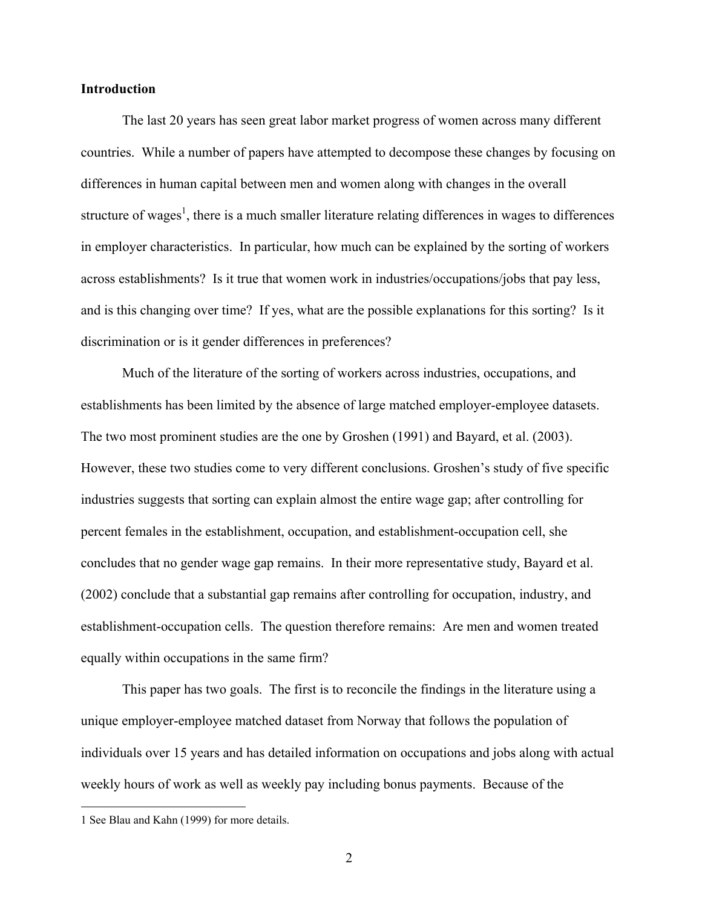## Introduction

The last 20 years has seen great labor market progress of women across many different countries. While a number of papers have attempted to decompose these changes by focusing on differences in human capital between men and women along with changes in the overall structure of wages[1], there is a much smaller literature relating differences in wages to differences in employer characteristics. In particular, how much can be explained by the sorting of workers across establishments? Is it true that women work in industries/occupations/jobs that pay less, and is this changing over time? If yes, what are the possible explanations for this sorting? Is it discrimination or is it gender differences in preferences?

Much of the literature of the sorting of workers across industries, occupations, and establishments has been limited by the absence of large matched employer-employee datasets. The two most prominent studies are the one by Groshen (1991) and Bayard, et al. (2003). However, these two studies come to very different conclusions. Groshen's study of five specific industries suggests that sorting can explain almost the entire wage gap; after controlling for percent females in the establishment, occupation, and establishment-occupation cell, she concludes that no gender wage gap remains. In their more representative study, Bayard et al. (2002) conclude that a substantial gap remains after controlling for occupation, industry, and establishment-occupation cells. The question therefore remains: Are men and women treated equally within occupations in the same firm?

This paper has two goals. The first is to reconcile the findings in the literature using a unique employer-employee matched dataset from Norway that follows the population of individuals over 15 years and has detailed information on occupations and jobs along with actual weekly hours of work as well as weekly pay including bonus payments. Because of the

1 See Blau and Kahn (1999) for more details.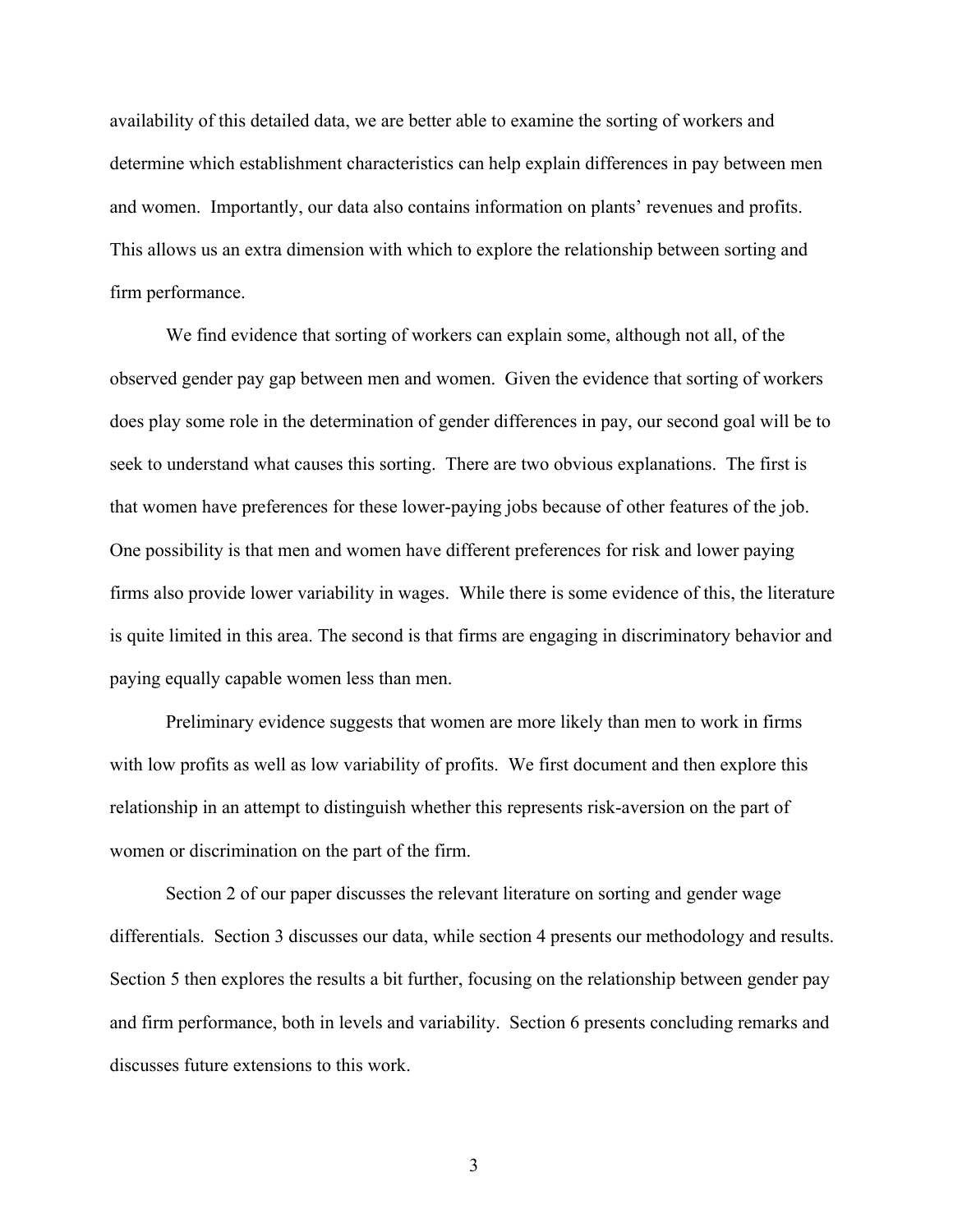availability of this detailed data, we are better able to examine the sorting of workers and determine which establishment characteristics can help explain differences in pay between men and women. Importantly, our data also contains information on plants' revenues and profits. This allows us an extra dimension with which to explore the relationship between sorting and firm performance.

We find evidence that sorting of workers can explain some, although not all, of the observed gender pay gap between men and women. Given the evidence that sorting of workers does play some role in the determination of gender differences in pay, our second goal will be to seek to understand what causes this sorting. There are two obvious explanations. The first is that women have preferences for these lower-paying jobs because of other features of the job. One possibility is that men and women have different preferences for risk and lower paying firms also provide lower variability in wages. While there is some evidence of this, the literature is quite limited in this area. The second is that firms are engaging in discriminatory behavior and paying equally capable women less than men.

Preliminary evidence suggests that women are more likely than men to work in firms with low profits as well as low variability of profits. We first document and then explore this relationship in an attempt to distinguish whether this represents risk-aversion on the part of women or discrimination on the part of the firm.

Section 2 of our paper discusses the relevant literature on sorting and gender wage differentials. Section 3 discusses our data, while section 4 presents our methodology and results. Section 5 then explores the results a bit further, focusing on the relationship between gender pay and firm performance, both in levels and variability. Section 6 presents concluding remarks and discusses future extensions to this work.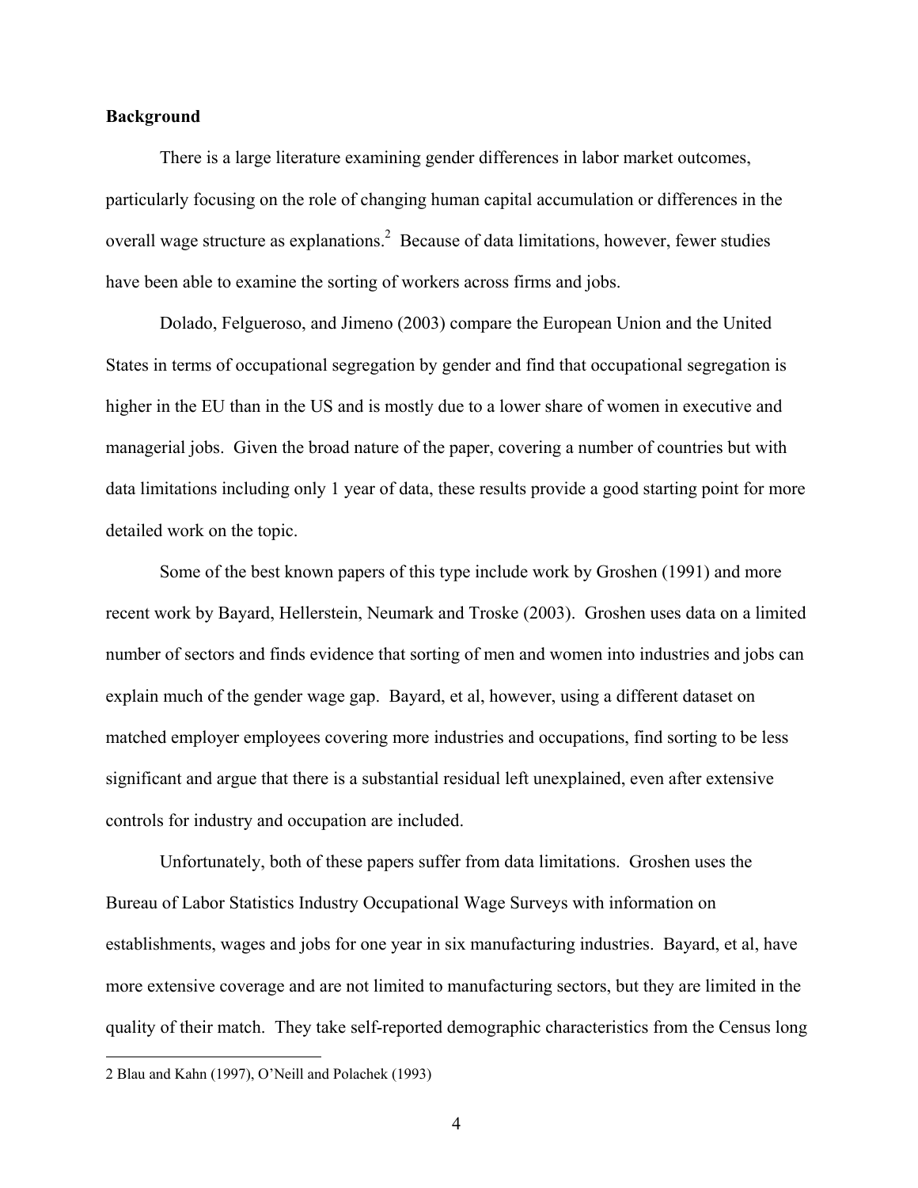**Background**

There is a large literature examining gender differences in labor market outcomes, particularly focusing on the role of changing human capital accumulation or differences in the overall wage structure as explanations.[2] Because of data limitations, however, fewer studies have been able to examine the sorting of workers across firms and jobs.

Dolado, Felgueroso, and Jimeno (2003) compare the European Union and the United States in terms of occupational segregation by gender and find that occupational segregation is higher in the EU than in the US and is mostly due to a lower share of women in executive and managerial jobs. Given the broad nature of the paper, covering a number of countries but with data limitations including only 1 year of data, these results provide a good starting point for more detailed work on the topic.

Some of the best known papers of this type include work by Groshen (1991) and more recent work by Bayard, Hellerstein, Neumark and Troske (2003). Groshen uses data on a limited number of sectors and finds evidence that sorting of men and women into industries and jobs can explain much of the gender wage gap. Bayard, et al, however, using a different dataset on matched employer employees covering more industries and occupations, find sorting to be less significant and argue that there is a substantial residual left unexplained, even after extensive controls for industry and occupation are included.

Unfortunately, both of these papers suffer from data limitations. Groshen uses the Bureau of Labor Statistics Industry Occupational Wage Surveys with information on establishments, wages and jobs for one year in six manufacturing industries. Bayard, et al, have more extensive coverage and are not limited to manufacturing sectors, but they are limited in the quality of their match. They take self-reported demographic characteristics from the Census long

---

2 Blau and Kahn (1997), O'Neill and Polachek (1993)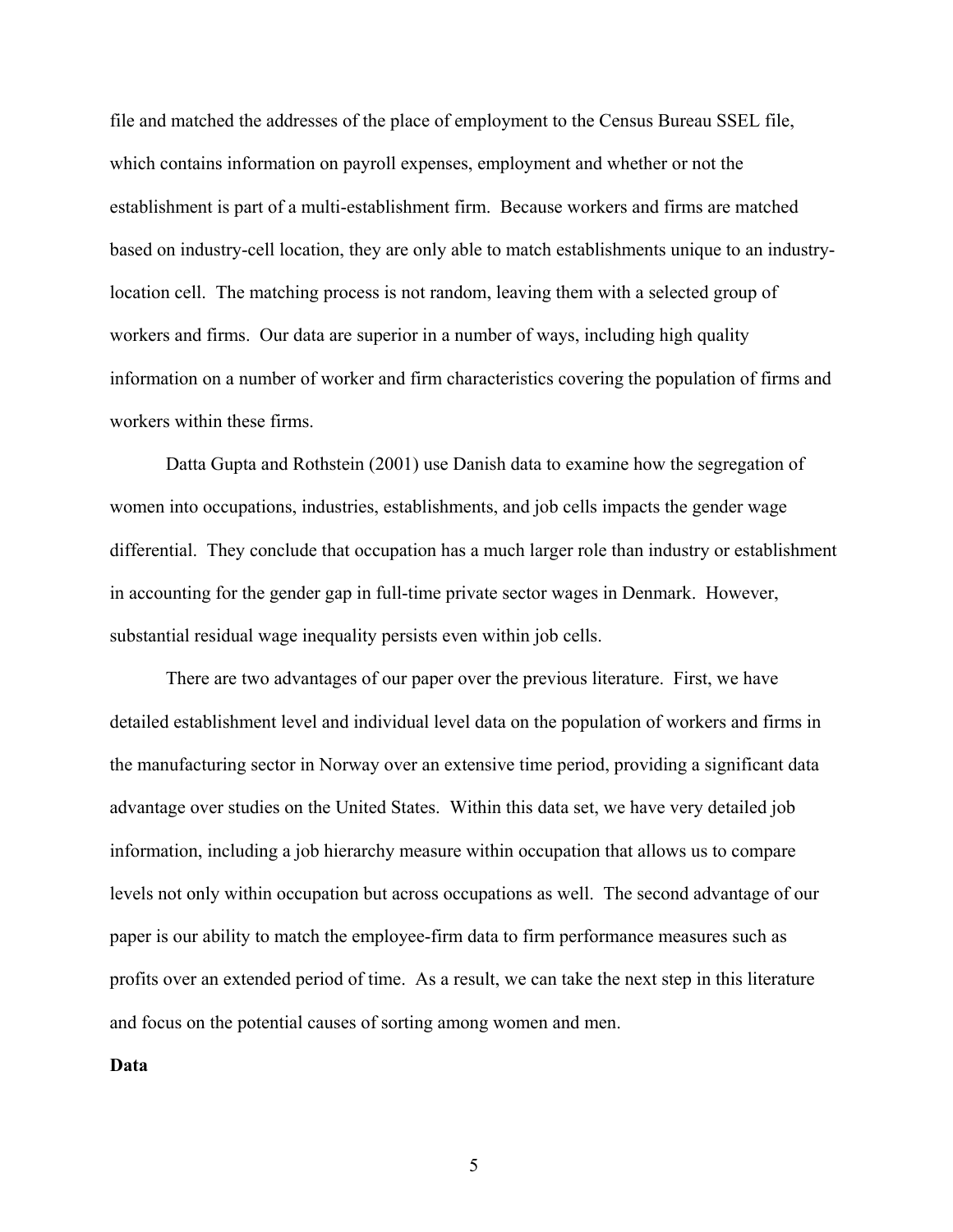file and matched the addresses of the place of employment to the Census Bureau SSEL file, which contains information on payroll expenses, employment and whether or not the establishment is part of a multi-establishment firm. Because workers and firms are matched based on industry-cell location, they are only able to match establishments unique to an industry-location cell. The matching process is not random, leaving them with a selected group of workers and firms. Our data are superior in a number of ways, including high quality information on a number of worker and firm characteristics covering the population of firms and workers within these firms.

Datta Gupta and Rothstein (2001) use Danish data to examine how the segregation of women into occupations, industries, establishments, and job cells impacts the gender wage differential. They conclude that occupation has a much larger role than industry or establishment in accounting for the gender gap in full-time private sector wages in Denmark. However, substantial residual wage inequality persists even within job cells.

There are two advantages of our paper over the previous literature. First, we have detailed establishment level and individual level data on the population of workers and firms in the manufacturing sector in Norway over an extensive time period, providing a significant data advantage over studies on the United States. Within this data set, we have very detailed job information, including a job hierarchy measure within occupation that allows us to compare levels not only within occupation but across occupations as well. The second advantage of our paper is our ability to match the employee-firm data to firm performance measures such as profits over an extended period of time. As a result, we can take the next step in this literature and focus on the potential causes of sorting among women and men.

**Data**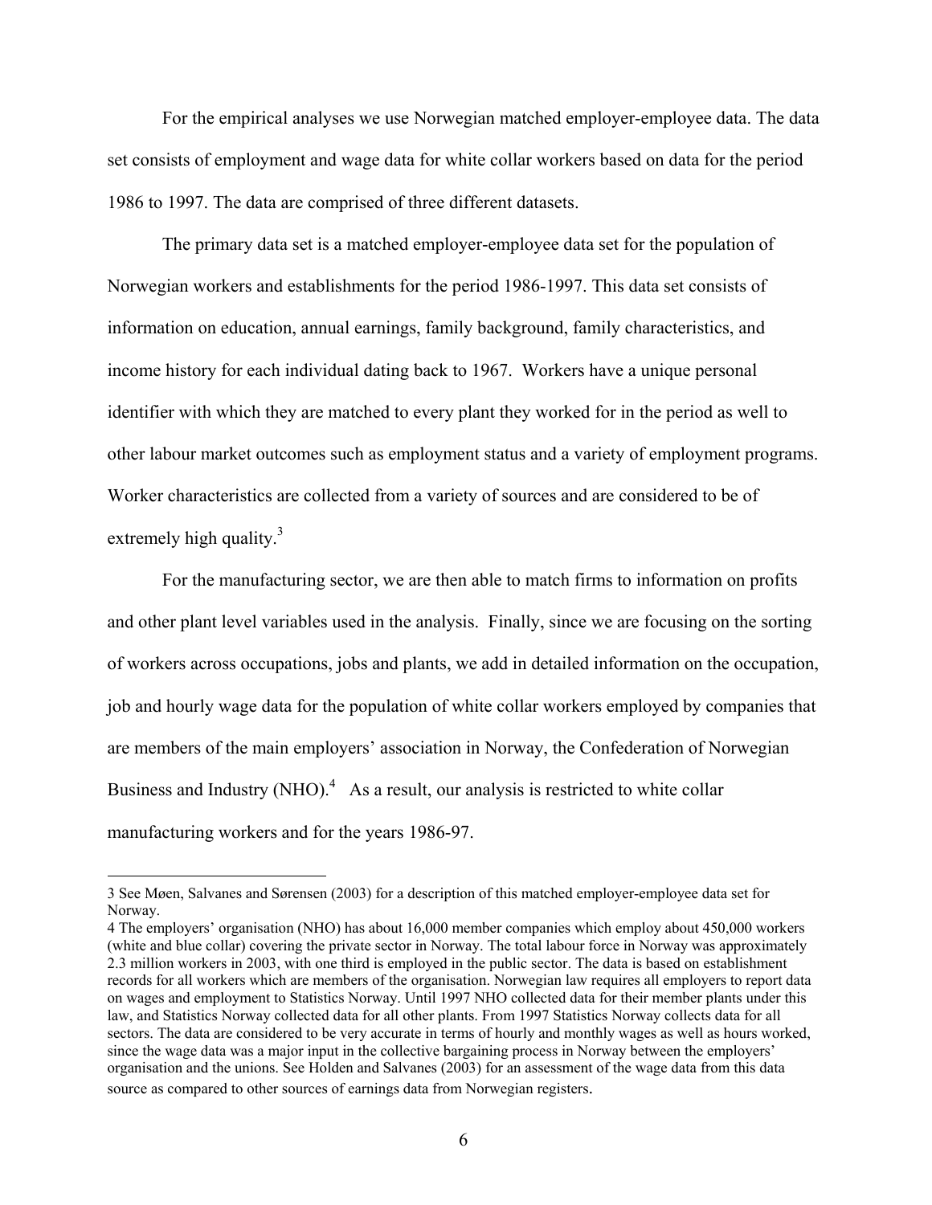For the empirical analyses we use Norwegian matched employer-employee data. The data set consists of employment and wage data for white collar workers based on data for the period 1986 to 1997. The data are comprised of three different datasets.

The primary data set is a matched employer-employee data set for the population of Norwegian workers and establishments for the period 1986-1997. This data set consists of information on education, annual earnings, family background, family characteristics, and income history for each individual dating back to 1967. Workers have a unique personal identifier with which they are matched to every plant they worked for in the period as well to other labour market outcomes such as employment status and a variety of employment programs. Worker characteristics are collected from a variety of sources and are considered to be of extremely high quality.[3]

For the manufacturing sector, we are then able to match firms to information on profits and other plant level variables used in the analysis. Finally, since we are focusing on the sorting of workers across occupations, jobs and plants, we add in detailed information on the occupation, job and hourly wage data for the population of white collar workers employed by companies that are members of the main employers' association in Norway, the Confederation of Norwegian Business and Industry (NHO).[4] As a result, our analysis is restricted to white collar manufacturing workers and for the years 1986-97.

---

3 See Møen, Salvanes and Sørensen (2003) for a description of this matched employer-employee data set for Norway.

4 The employers' organisation (NHO) has about 16,000 member companies which employ about 450,000 workers (white and blue collar) covering the private sector in Norway. The total labour force in Norway was approximately 2.3 million workers in 2003, with one third is employed in the public sector. The data is based on establishment records for all workers which are members of the organisation. Norwegian law requires all employers to report data on wages and employment to Statistics Norway. Until 1997 NHO collected data for their member plants under this law, and Statistics Norway collected data for all other plants. From 1997 Statistics Norway collects data for all sectors. The data are considered to be very accurate in terms of hourly and monthly wages as well as hours worked, since the wage data was a major input in the collective bargaining process in Norway between the employers' organisation and the unions. See Holden and Salvanes (2003) for an assessment of the wage data from this data source as compared to other sources of earnings data from Norwegian registers.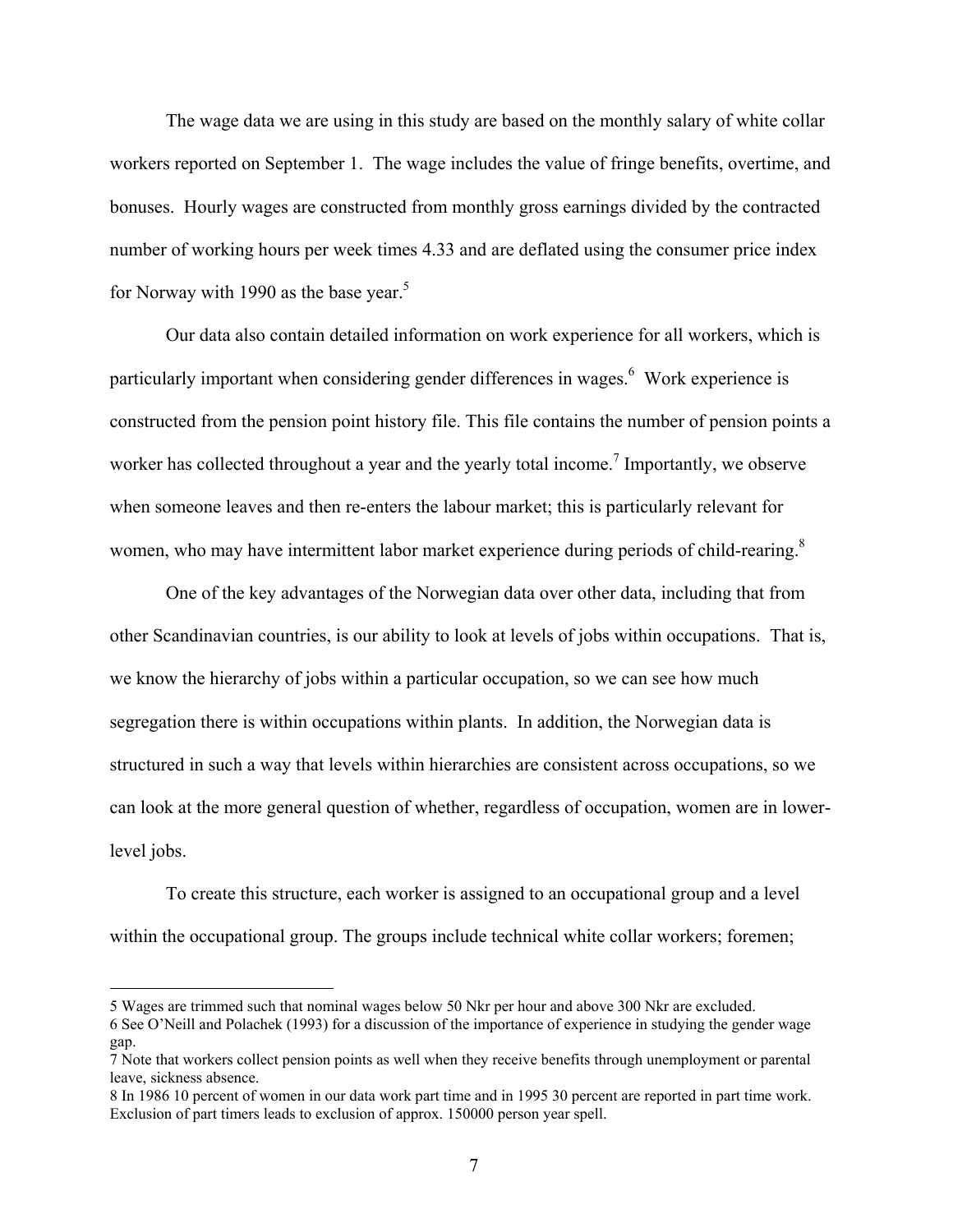The wage data we are using in this study are based on the monthly salary of white collar workers reported on September 1. The wage includes the value of fringe benefits, overtime, and bonuses. Hourly wages are constructed from monthly gross earnings divided by the contracted number of working hours per week times 4.33 and are deflated using the consumer price index for Norway with 1990 as the base year.[5]

Our data also contain detailed information on work experience for all workers, which is particularly important when considering gender differences in wages.[6] Work experience is constructed from the pension point history file. This file contains the number of pension points a worker has collected throughout a year and the yearly total income.[7] Importantly, we observe when someone leaves and then re-enters the labour market; this is particularly relevant for women, who may have intermittent labor market experience during periods of child-rearing.[8]

One of the key advantages of the Norwegian data over other data, including that from other Scandinavian countries, is our ability to look at levels of jobs within occupations. That is, we know the hierarchy of jobs within a particular occupation, so we can see how much segregation there is within occupations within plants. In addition, the Norwegian data is structured in such a way that levels within hierarchies are consistent across occupations, so we can look at the more general question of whether, regardless of occupation, women are in lower-level jobs.

To create this structure, each worker is assigned to an occupational group and a level within the occupational group. The groups include technical white collar workers; foremen;

---

5 Wages are trimmed such that nominal wages below 50 Nkr per hour and above 300 Nkr are excluded.

6 See O'Neill and Polachek (1993) for a discussion of the importance of experience in studying the gender wage gap.

7 Note that workers collect pension points as well when they receive benefits through unemployment or parental leave, sickness absence.

8 In 1986 10 percent of women in our data work part time and in 1995 30 percent are reported in part time work. Exclusion of part timers leads to exclusion of approx. 150000 person year spell.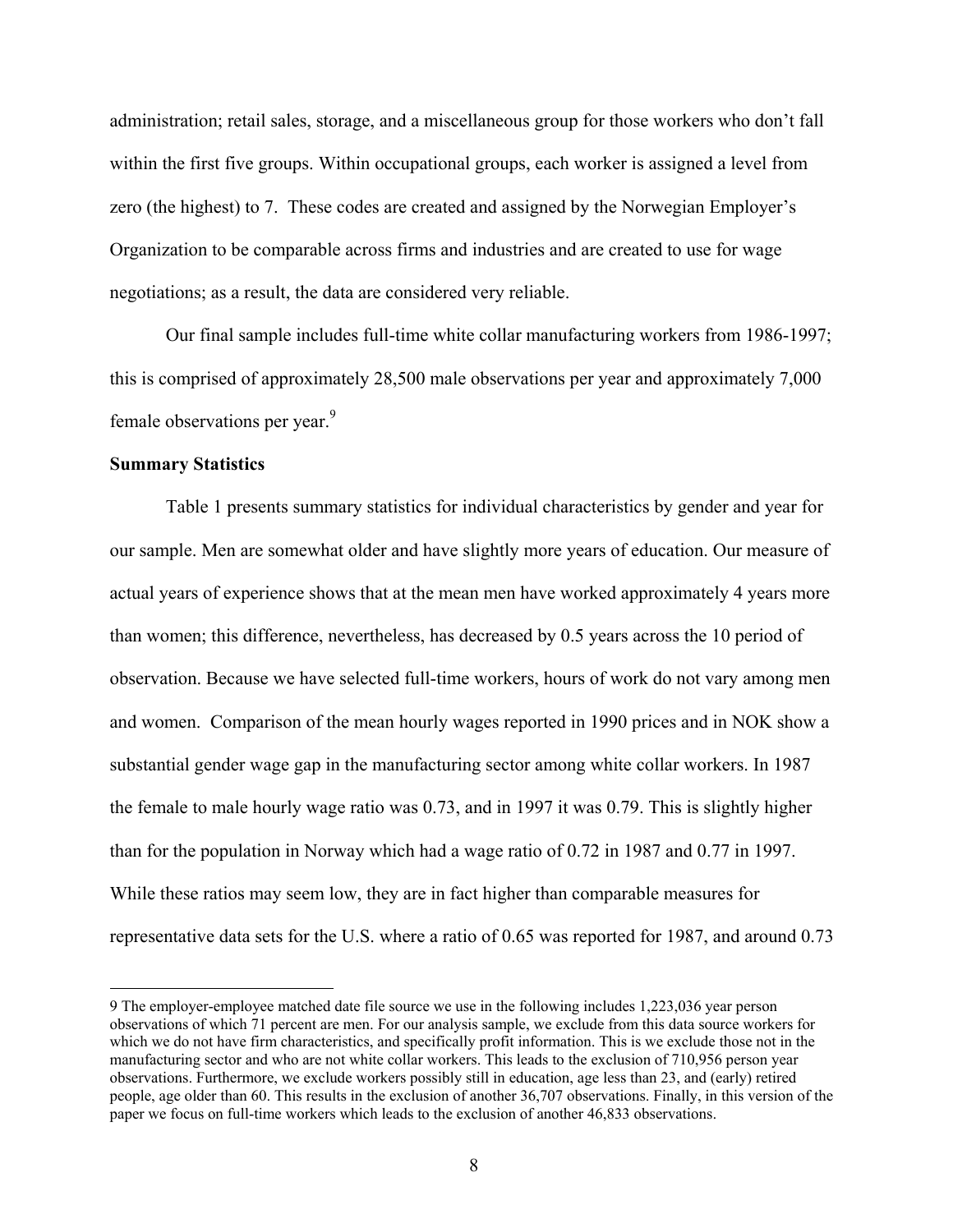administration; retail sales, storage, and a miscellaneous group for those workers who don't fall within the first five groups. Within occupational groups, each worker is assigned a level from zero (the highest) to 7. These codes are created and assigned by the Norwegian Employer's Organization to be comparable across firms and industries and are created to use for wage negotiations; as a result, the data are considered very reliable.

Our final sample includes full-time white collar manufacturing workers from 1986-1997; this is comprised of approximately 28,500 male observations per year and approximately 7,000 female observations per year.[9]

**Summary Statistics**

Table 1 presents summary statistics for individual characteristics by gender and year for our sample. Men are somewhat older and have slightly more years of education. Our measure of actual years of experience shows that at the mean men have worked approximately 4 years more than women; this difference, nevertheless, has decreased by 0.5 years across the 10 period of observation. Because we have selected full-time workers, hours of work do not vary among men and women. Comparison of the mean hourly wages reported in 1990 prices and in NOK show a substantial gender wage gap in the manufacturing sector among white collar workers. In 1987 the female to male hourly wage ratio was 0.73, and in 1997 it was 0.79. This is slightly higher than for the population in Norway which had a wage ratio of 0.72 in 1987 and 0.77 in 1997. While these ratios may seem low, they are in fact higher than comparable measures for representative data sets for the U.S. where a ratio of 0.65 was reported for 1987, and around 0.73

9 The employer-employee matched date file source we use in the following includes 1,223,036 year person observations of which 71 percent are men. For our analysis sample, we exclude from this data source workers for which we do not have firm characteristics, and specifically profit information. This is we exclude those not in the manufacturing sector and who are not white collar workers. This leads to the exclusion of 710,956 person year observations. Furthermore, we exclude workers possibly still in education, age less than 23, and (early) retired people, age older than 60. This results in the exclusion of another 36,707 observations. Finally, in this version of the paper we focus on full-time workers which leads to the exclusion of another 46,833 observations.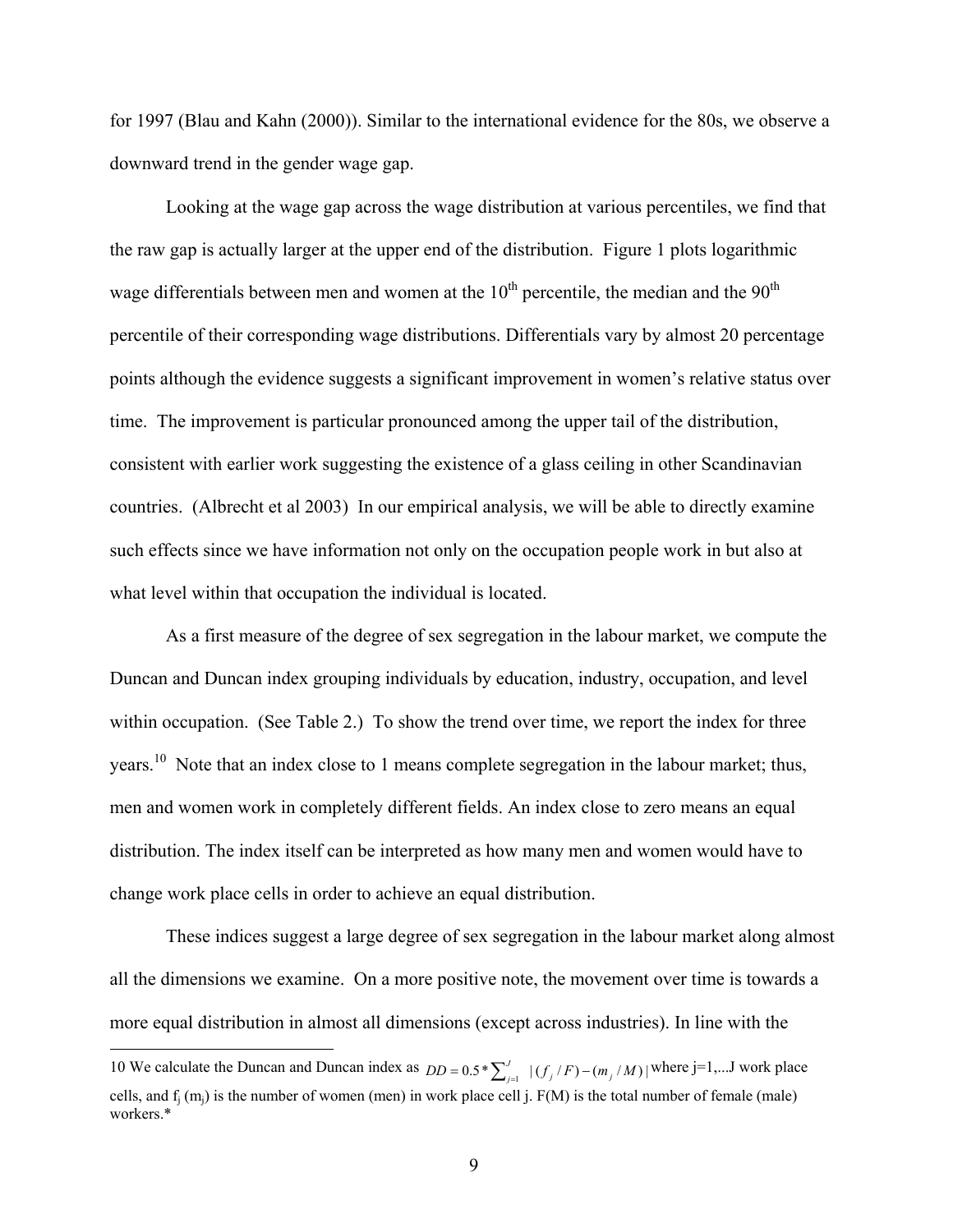for 1997 (Blau and Kahn (2000)). Similar to the international evidence for the 80s, we observe a downward trend in the gender wage gap.

Looking at the wage gap across the wage distribution at various percentiles, we find that the raw gap is actually larger at the upper end of the distribution. Figure 1 plots logarithmic wage differentials between men and women at the 10th percentile, the median and the 90th percentile of their corresponding wage distributions. Differentials vary by almost 20 percentage points although the evidence suggests a significant improvement in women's relative status over time. The improvement is particular pronounced among the upper tail of the distribution, consistent with earlier work suggesting the existence of a glass ceiling in other Scandinavian countries. (Albrecht et al 2003) In our empirical analysis, we will be able to directly examine such effects since we have information not only on the occupation people work in but also at what level within that occupation the individual is located.

As a first measure of the degree of sex segregation in the labour market, we compute the Duncan and Duncan index grouping individuals by education, industry, occupation, and level within occupation. (See Table 2.) To show the trend over time, we report the index for three years.[10] Note that an index close to 1 means complete segregation in the labour market; thus, men and women work in completely different fields. An index close to zero means an equal distribution. The index itself can be interpreted as how many men and women would have to change work place cells in order to achieve an equal distribution.

These indices suggest a large degree of sex segregation in the labour market along almost all the dimensions we examine. On a more positive note, the movement over time is towards a more equal distribution in almost all dimensions (except across industries). In line with the

---

10 We calculate the Duncan and Duncan index as $DD = 0.5 * \sum_{j=1}^{J} |(f_j / F) - (m_j / M)|$ where j=1,...J work place cells, and $f_j$ ($m_j$) is the number of women (men) in work place cell j. F(M) is the total number of female (male) workers.*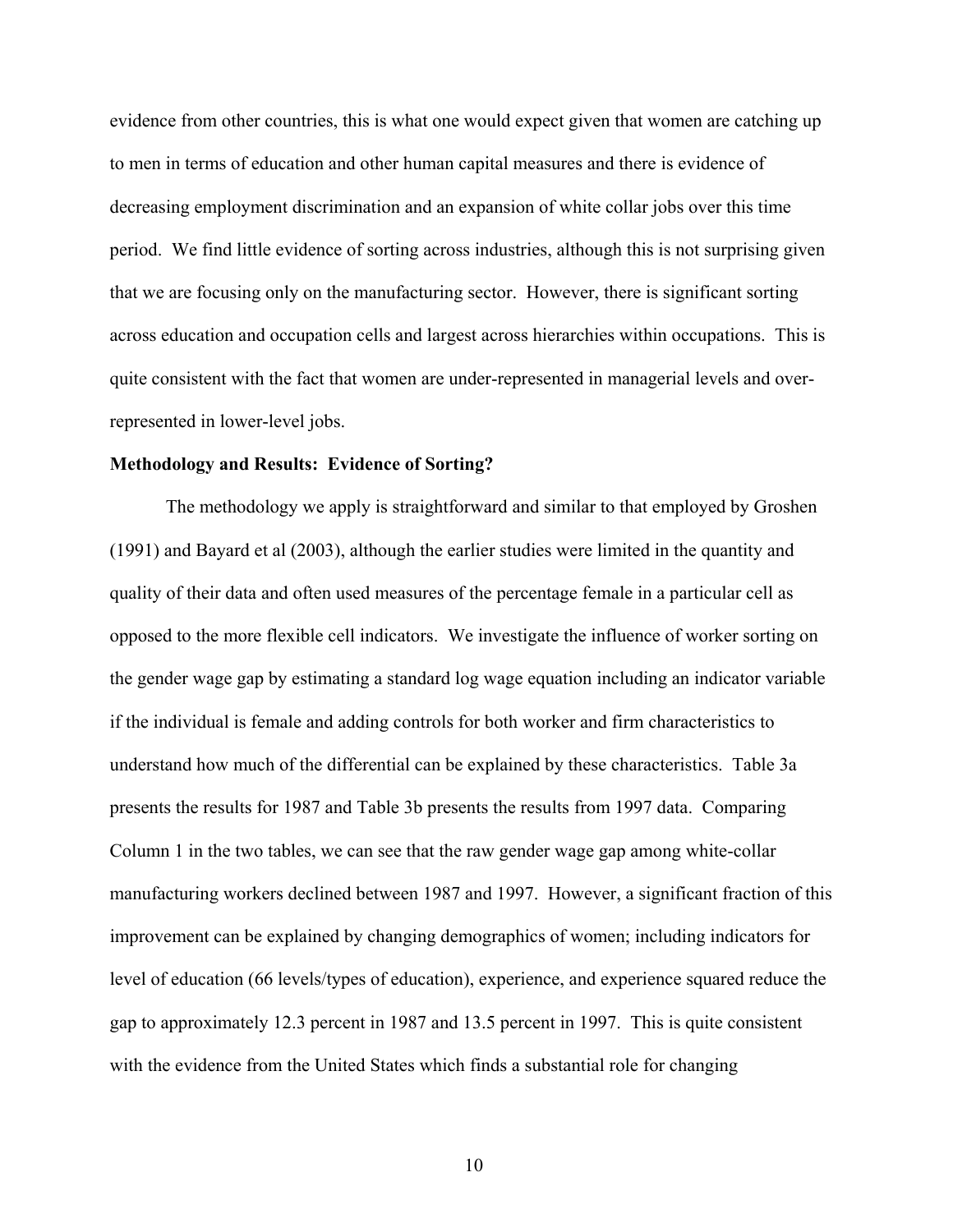evidence from other countries, this is what one would expect given that women are catching up to men in terms of education and other human capital measures and there is evidence of decreasing employment discrimination and an expansion of white collar jobs over this time period. We find little evidence of sorting across industries, although this is not surprising given that we are focusing only on the manufacturing sector. However, there is significant sorting across education and occupation cells and largest across hierarchies within occupations. This is quite consistent with the fact that women are under-represented in managerial levels and over-represented in lower-level jobs.

**Methodology and Results: Evidence of Sorting?**

The methodology we apply is straightforward and similar to that employed by Groshen (1991) and Bayard et al (2003), although the earlier studies were limited in the quantity and quality of their data and often used measures of the percentage female in a particular cell as opposed to the more flexible cell indicators. We investigate the influence of worker sorting on the gender wage gap by estimating a standard log wage equation including an indicator variable if the individual is female and adding controls for both worker and firm characteristics to understand how much of the differential can be explained by these characteristics. Table 3a presents the results for 1987 and Table 3b presents the results from 1997 data. Comparing Column 1 in the two tables, we can see that the raw gender wage gap among white-collar manufacturing workers declined between 1987 and 1997. However, a significant fraction of this improvement can be explained by changing demographics of women; including indicators for level of education (66 levels/types of education), experience, and experience squared reduce the gap to approximately 12.3 percent in 1987 and 13.5 percent in 1997. This is quite consistent with the evidence from the United States which finds a substantial role for changing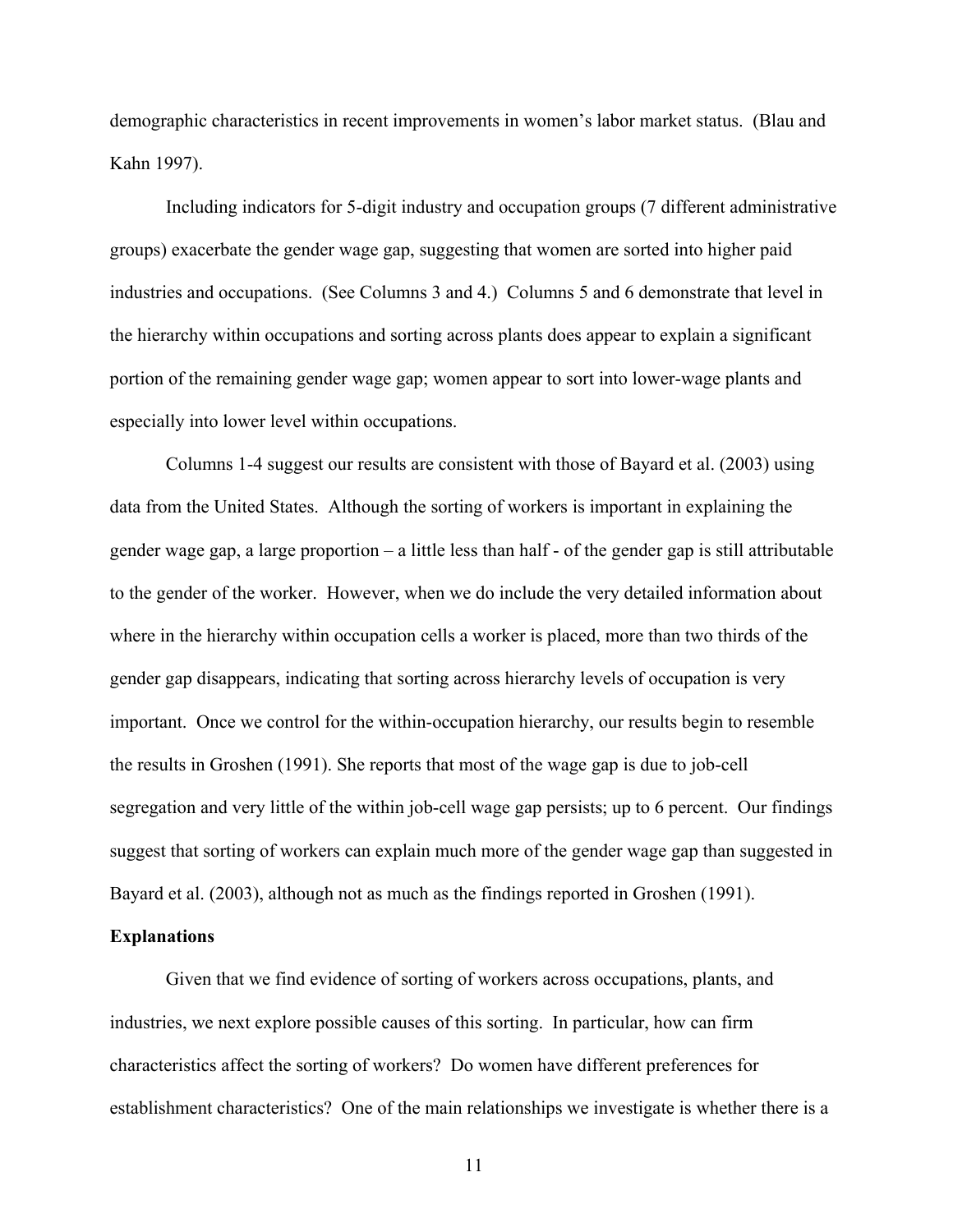demographic characteristics in recent improvements in women's labor market status. (Blau and Kahn 1997).

Including indicators for 5-digit industry and occupation groups (7 different administrative groups) exacerbate the gender wage gap, suggesting that women are sorted into higher paid industries and occupations. (See Columns 3 and 4.) Columns 5 and 6 demonstrate that level in the hierarchy within occupations and sorting across plants does appear to explain a significant portion of the remaining gender wage gap; women appear to sort into lower-wage plants and especially into lower level within occupations.

Columns 1-4 suggest our results are consistent with those of Bayard et al. (2003) using data from the United States. Although the sorting of workers is important in explaining the gender wage gap, a large proportion – a little less than half - of the gender gap is still attributable to the gender of the worker. However, when we do include the very detailed information about where in the hierarchy within occupation cells a worker is placed, more than two thirds of the gender gap disappears, indicating that sorting across hierarchy levels of occupation is very important. Once we control for the within-occupation hierarchy, our results begin to resemble the results in Groshen (1991). She reports that most of the wage gap is due to job-cell segregation and very little of the within job-cell wage gap persists; up to 6 percent. Our findings suggest that sorting of workers can explain much more of the gender wage gap than suggested in Bayard et al. (2003), although not as much as the findings reported in Groshen (1991).

**Explanations**

Given that we find evidence of sorting of workers across occupations, plants, and industries, we next explore possible causes of this sorting. In particular, how can firm characteristics affect the sorting of workers? Do women have different preferences for establishment characteristics? One of the main relationships we investigate is whether there is a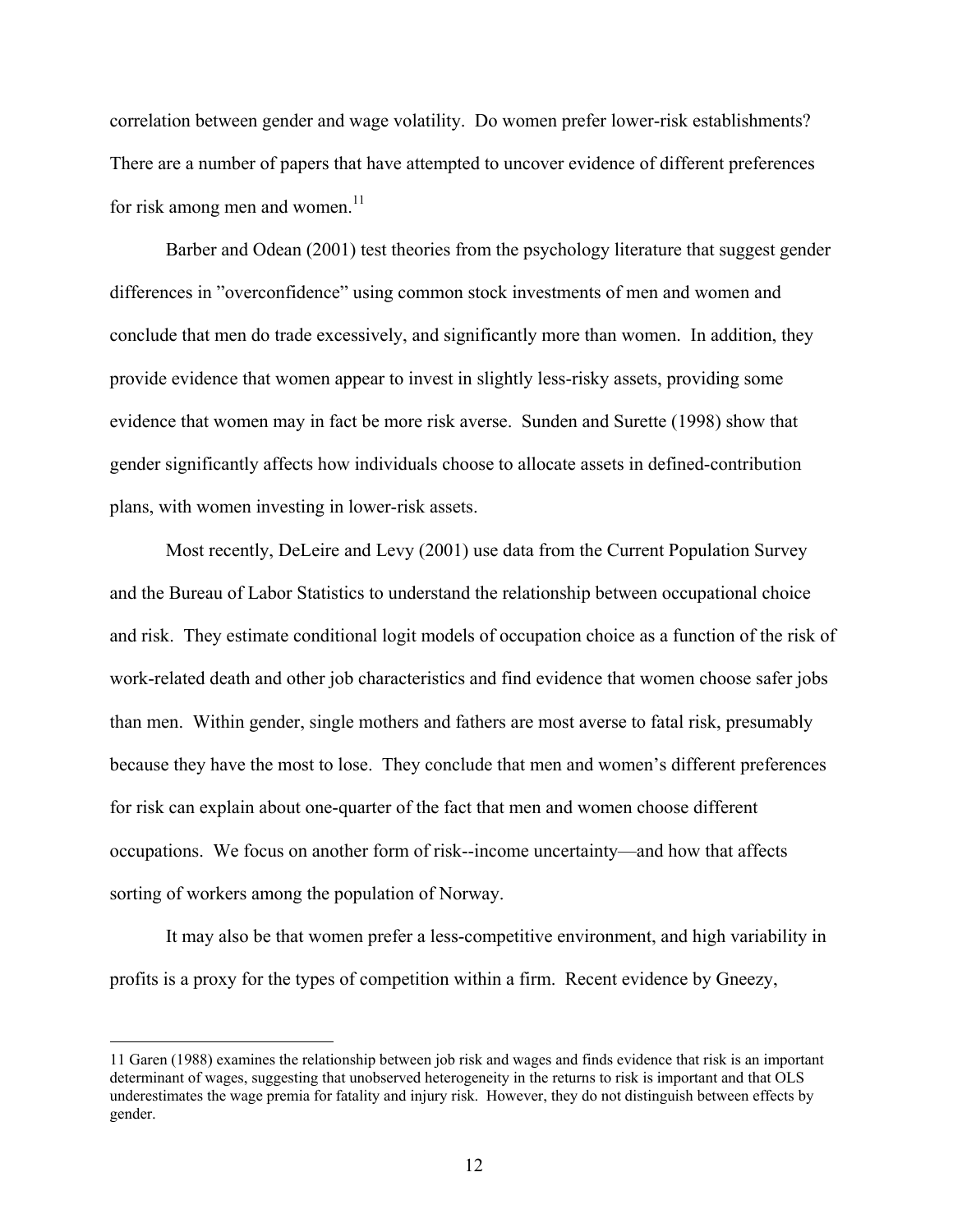correlation between gender and wage volatility. Do women prefer lower-risk establishments? There are a number of papers that have attempted to uncover evidence of different preferences for risk among men and women.[11]

Barber and Odean (2001) test theories from the psychology literature that suggest gender differences in "overconfidence" using common stock investments of men and women and conclude that men do trade excessively, and significantly more than women. In addition, they provide evidence that women appear to invest in slightly less-risky assets, providing some evidence that women may in fact be more risk averse. Sunden and Surette (1998) show that gender significantly affects how individuals choose to allocate assets in defined-contribution plans, with women investing in lower-risk assets.

Most recently, DeLeire and Levy (2001) use data from the Current Population Survey and the Bureau of Labor Statistics to understand the relationship between occupational choice and risk. They estimate conditional logit models of occupation choice as a function of the risk of work-related death and other job characteristics and find evidence that women choose safer jobs than men. Within gender, single mothers and fathers are most averse to fatal risk, presumably because they have the most to lose. They conclude that men and women's different preferences for risk can explain about one-quarter of the fact that men and women choose different occupations. We focus on another form of risk--income uncertainty—and how that affects sorting of workers among the population of Norway.

It may also be that women prefer a less-competitive environment, and high variability in profits is a proxy for the types of competition within a firm. Recent evidence by Gneezy,

---

11 Garen (1988) examines the relationship between job risk and wages and finds evidence that risk is an important determinant of wages, suggesting that unobserved heterogeneity in the returns to risk is important and that OLS underestimates the wage premia for fatality and injury risk. However, they do not distinguish between effects by gender.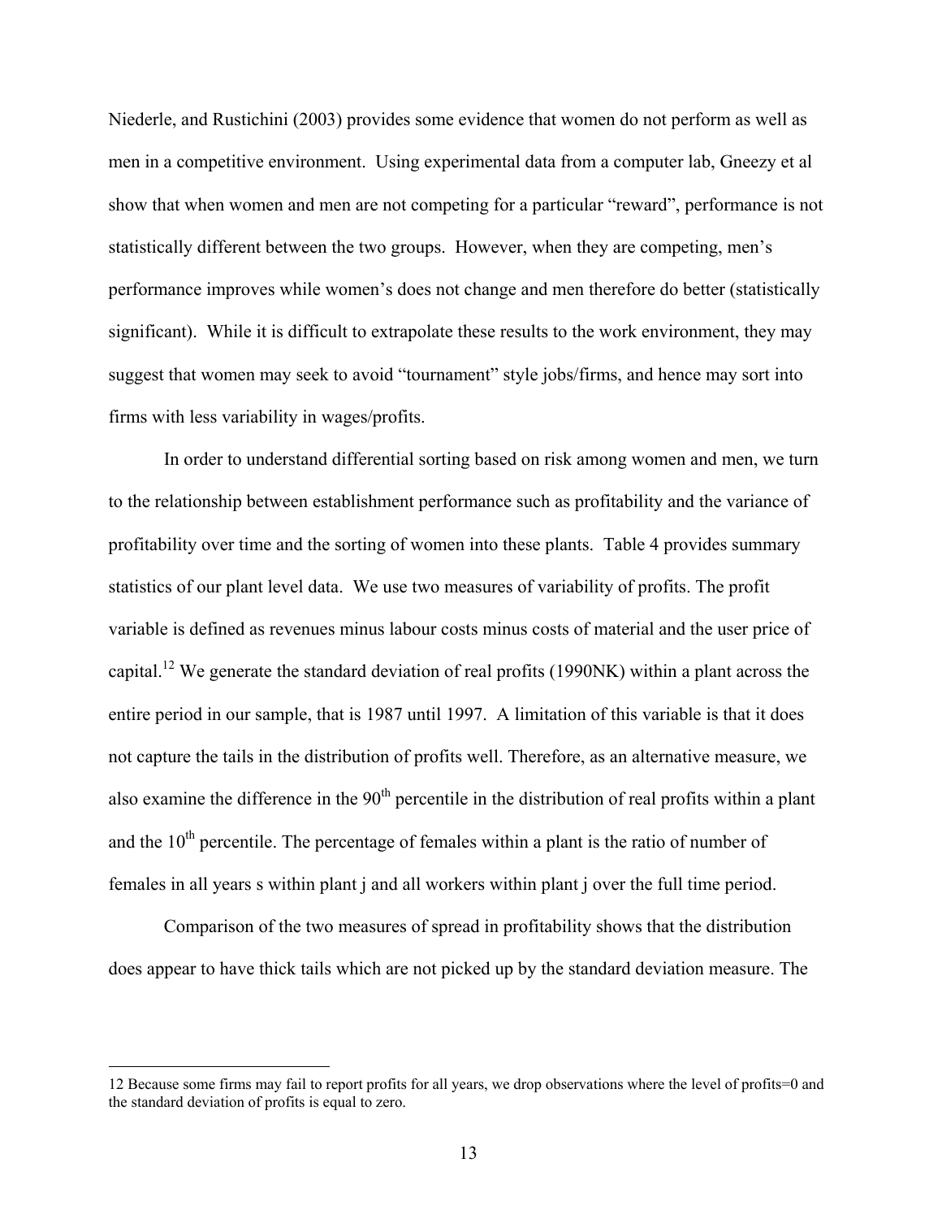Niederle, and Rustichini (2003) provides some evidence that women do not perform as well as men in a competitive environment. Using experimental data from a computer lab, Gneezy et al show that when women and men are not competing for a particular "reward", performance is not statistically different between the two groups. However, when they are competing, men's performance improves while women's does not change and men therefore do better (statistically significant). While it is difficult to extrapolate these results to the work environment, they may suggest that women may seek to avoid "tournament" style jobs/firms, and hence may sort into firms with less variability in wages/profits.

In order to understand differential sorting based on risk among women and men, we turn to the relationship between establishment performance such as profitability and the variance of profitability over time and the sorting of women into these plants. Table 4 provides summary statistics of our plant level data. We use two measures of variability of profits. The profit variable is defined as revenues minus labour costs minus costs of material and the user price of capital.[12] We generate the standard deviation of real profits (1990NK) within a plant across the entire period in our sample, that is 1987 until 1997. A limitation of this variable is that it does not capture the tails in the distribution of profits well. Therefore, as an alternative measure, we also examine the difference in the 90th percentile in the distribution of real profits within a plant and the 10th percentile. The percentage of females within a plant is the ratio of number of females in all years s within plant j and all workers within plant j over the full time period.

Comparison of the two measures of spread in profitability shows that the distribution does appear to have thick tails which are not picked up by the standard deviation measure. The

---

12 Because some firms may fail to report profits for all years, we drop observations where the level of profits=0 and the standard deviation of profits is equal to zero.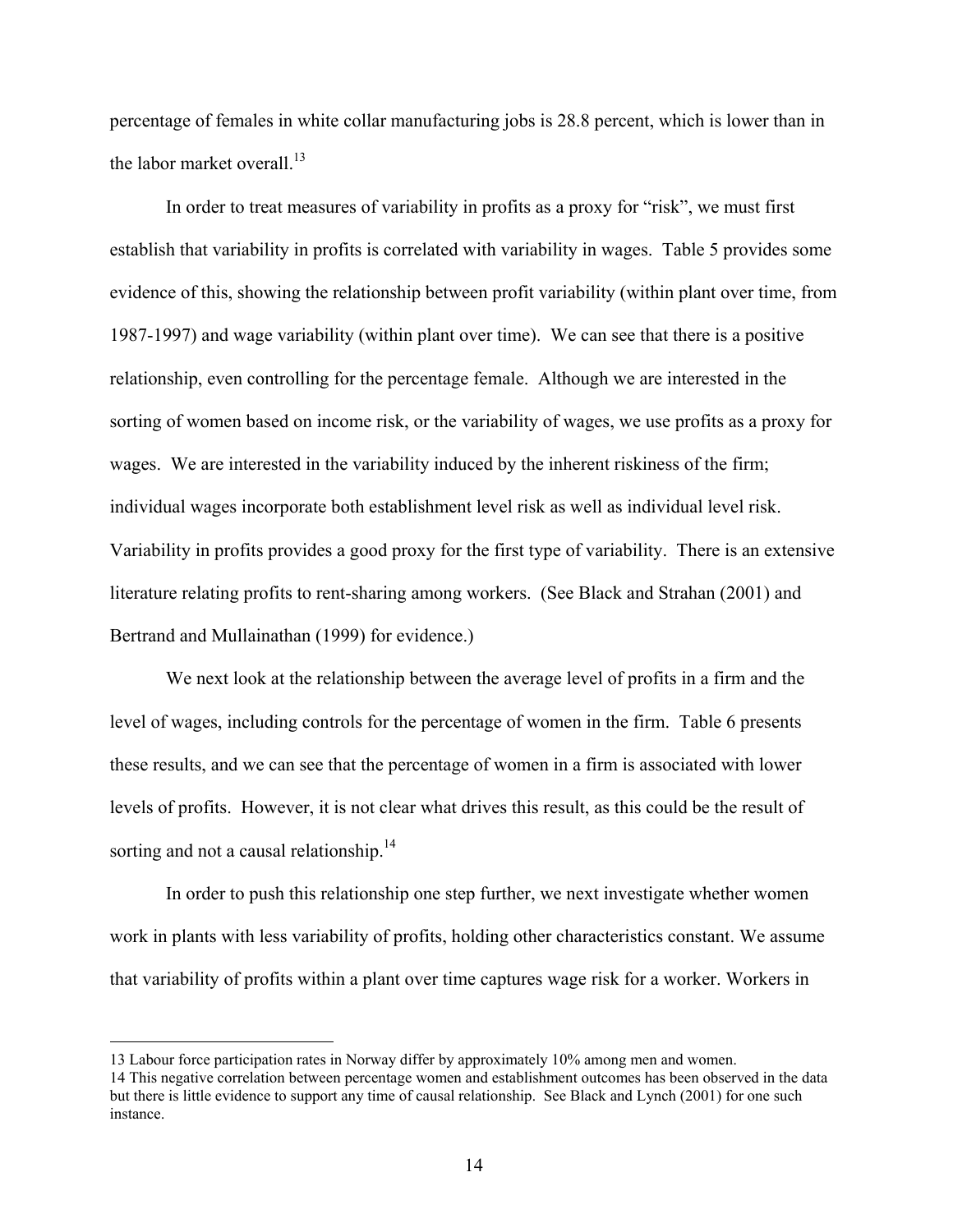percentage of females in white collar manufacturing jobs is 28.8 percent, which is lower than in the labor market overall.[13]

In order to treat measures of variability in profits as a proxy for "risk", we must first establish that variability in profits is correlated with variability in wages. Table 5 provides some evidence of this, showing the relationship between profit variability (within plant over time, from 1987-1997) and wage variability (within plant over time). We can see that there is a positive relationship, even controlling for the percentage female. Although we are interested in the sorting of women based on income risk, or the variability of wages, we use profits as a proxy for wages. We are interested in the variability induced by the inherent riskiness of the firm; individual wages incorporate both establishment level risk as well as individual level risk. Variability in profits provides a good proxy for the first type of variability. There is an extensive literature relating profits to rent-sharing among workers. (See Black and Strahan (2001) and Bertrand and Mullainathan (1999) for evidence.)

We next look at the relationship between the average level of profits in a firm and the level of wages, including controls for the percentage of women in the firm. Table 6 presents these results, and we can see that the percentage of women in a firm is associated with lower levels of profits. However, it is not clear what drives this result, as this could be the result of sorting and not a causal relationship.[14]

In order to push this relationship one step further, we next investigate whether women work in plants with less variability of profits, holding other characteristics constant. We assume that variability of profits within a plant over time captures wage risk for a worker. Workers in

---

13 Labour force participation rates in Norway differ by approximately 10% among men and women.

14 This negative correlation between percentage women and establishment outcomes has been observed in the data but there is little evidence to support any time of causal relationship. See Black and Lynch (2001) for one such instance.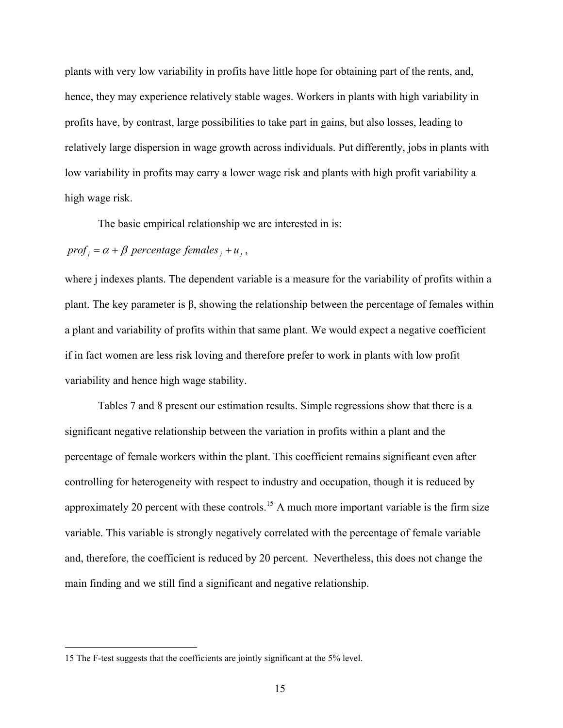plants with very low variability in profits have little hope for obtaining part of the rents, and, hence, they may experience relatively stable wages. Workers in plants with high variability in profits have, by contrast, large possibilities to take part in gains, but also losses, leading to relatively large dispersion in wage growth across individuals. Put differently, jobs in plants with low variability in profits may carry a lower wage risk and plants with high profit variability a high wage risk.

The basic empirical relationship we are interested in is:

$$prof_j = \alpha + \beta \; percentage \; females_j + u_j ,$$

where j indexes plants. The dependent variable is a measure for the variability of profits within a plant. The key parameter is β, showing the relationship between the percentage of females within a plant and variability of profits within that same plant. We would expect a negative coefficient if in fact women are less risk loving and therefore prefer to work in plants with low profit variability and hence high wage stability.

Tables 7 and 8 present our estimation results. Simple regressions show that there is a significant negative relationship between the variation in profits within a plant and the percentage of female workers within the plant. This coefficient remains significant even after controlling for heterogeneity with respect to industry and occupation, though it is reduced by approximately 20 percent with these controls.[15] A much more important variable is the firm size variable. This variable is strongly negatively correlated with the percentage of female variable and, therefore, the coefficient is reduced by 20 percent. Nevertheless, this does not change the main finding and we still find a significant and negative relationship.

---

15 The F-test suggests that the coefficients are jointly significant at the 5% level.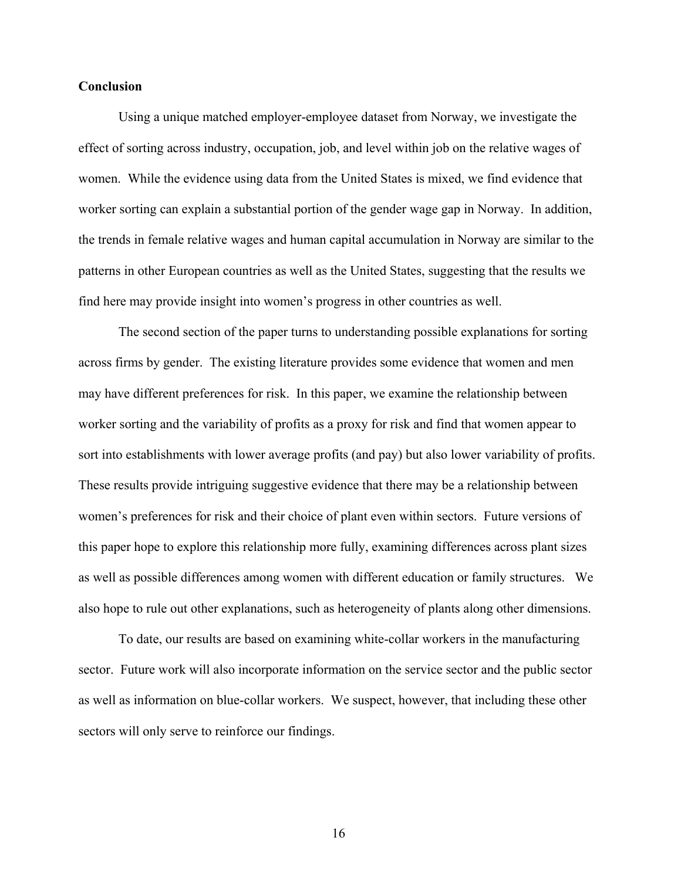## Conclusion

Using a unique matched employer-employee dataset from Norway, we investigate the effect of sorting across industry, occupation, job, and level within job on the relative wages of women. While the evidence using data from the United States is mixed, we find evidence that worker sorting can explain a substantial portion of the gender wage gap in Norway. In addition, the trends in female relative wages and human capital accumulation in Norway are similar to the patterns in other European countries as well as the United States, suggesting that the results we find here may provide insight into women's progress in other countries as well.

The second section of the paper turns to understanding possible explanations for sorting across firms by gender. The existing literature provides some evidence that women and men may have different preferences for risk. In this paper, we examine the relationship between worker sorting and the variability of profits as a proxy for risk and find that women appear to sort into establishments with lower average profits (and pay) but also lower variability of profits. These results provide intriguing suggestive evidence that there may be a relationship between women's preferences for risk and their choice of plant even within sectors. Future versions of this paper hope to explore this relationship more fully, examining differences across plant sizes as well as possible differences among women with different education or family structures. We also hope to rule out other explanations, such as heterogeneity of plants along other dimensions.

To date, our results are based on examining white-collar workers in the manufacturing sector. Future work will also incorporate information on the service sector and the public sector as well as information on blue-collar workers. We suspect, however, that including these other sectors will only serve to reinforce our findings.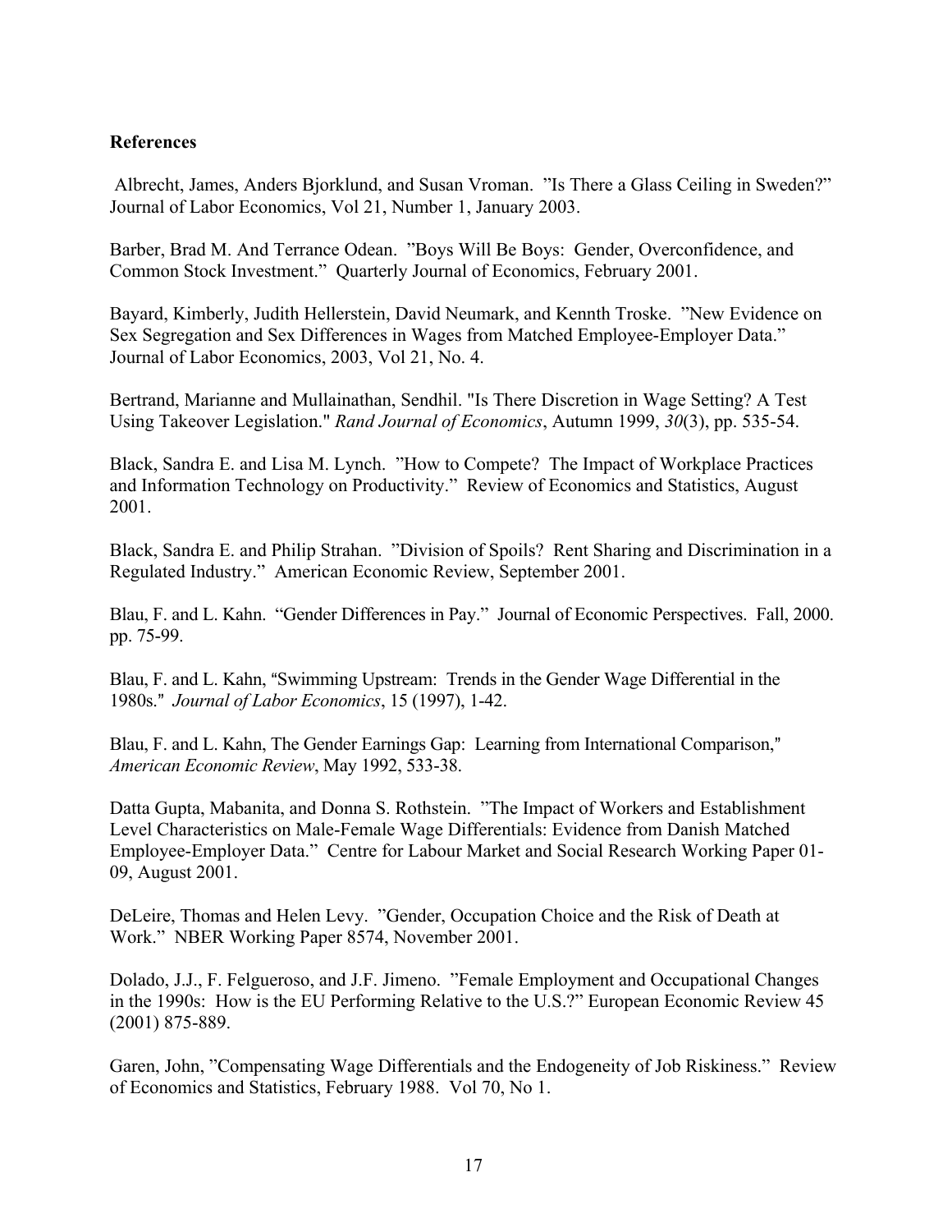**References**

Albrecht, James, Anders Bjorklund, and Susan Vroman. "Is There a Glass Ceiling in Sweden?" Journal of Labor Economics, Vol 21, Number 1, January 2003.

Barber, Brad M. And Terrance Odean. "Boys Will Be Boys: Gender, Overconfidence, and Common Stock Investment." Quarterly Journal of Economics, February 2001.

Bayard, Kimberly, Judith Hellerstein, David Neumark, and Kennth Troske. "New Evidence on Sex Segregation and Sex Differences in Wages from Matched Employee-Employer Data." Journal of Labor Economics, 2003, Vol 21, No. 4.

Bertrand, Marianne and Mullainathan, Sendhil. "Is There Discretion in Wage Setting? A Test Using Takeover Legislation." *Rand Journal of Economics*, Autumn 1999, *30*(3), pp. 535-54.

Black, Sandra E. and Lisa M. Lynch. "How to Compete? The Impact of Workplace Practices and Information Technology on Productivity." Review of Economics and Statistics, August 2001.

Black, Sandra E. and Philip Strahan. "Division of Spoils? Rent Sharing and Discrimination in a Regulated Industry." American Economic Review, September 2001.

Blau, F. and L. Kahn. "Gender Differences in Pay." Journal of Economic Perspectives. Fall, 2000. pp. 75-99.

Blau, F. and L. Kahn, "Swimming Upstream: Trends in the Gender Wage Differential in the 1980s." *Journal of Labor Economics*, 15 (1997), 1-42.

Blau, F. and L. Kahn, The Gender Earnings Gap: Learning from International Comparison," *American Economic Review*, May 1992, 533-38.

Datta Gupta, Mabanita, and Donna S. Rothstein. "The Impact of Workers and Establishment Level Characteristics on Male-Female Wage Differentials: Evidence from Danish Matched Employee-Employer Data." Centre for Labour Market and Social Research Working Paper 01-09, August 2001.

DeLeire, Thomas and Helen Levy. "Gender, Occupation Choice and the Risk of Death at Work." NBER Working Paper 8574, November 2001.

Dolado, J.J., F. Felgueroso, and J.F. Jimeno. "Female Employment and Occupational Changes in the 1990s: How is the EU Performing Relative to the U.S.?" European Economic Review 45 (2001) 875-889.

Garen, John, "Compensating Wage Differentials and the Endogeneity of Job Riskiness." Review of Economics and Statistics, February 1988. Vol 70, No 1.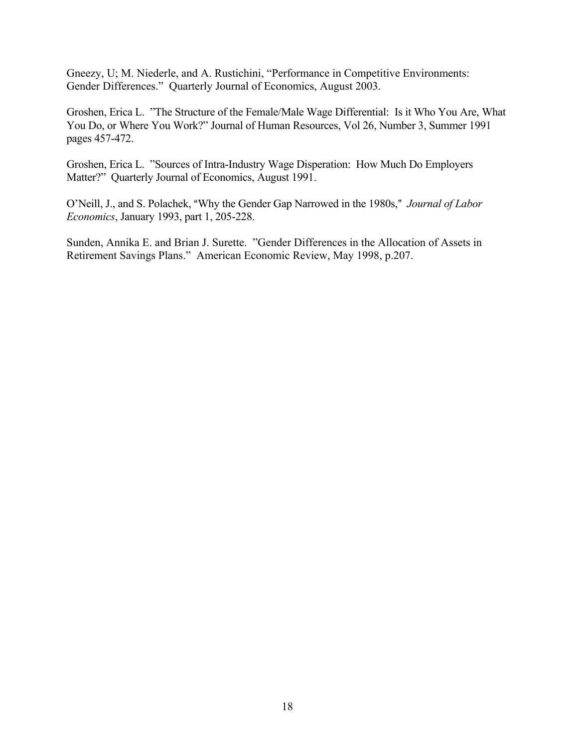Gneezy, U; M. Niederle, and A. Rustichini, "Performance in Competitive Environments: Gender Differences." Quarterly Journal of Economics, August 2003.

Groshen, Erica L. "The Structure of the Female/Male Wage Differential: Is it Who You Are, What You Do, or Where You Work?" Journal of Human Resources, Vol 26, Number 3, Summer 1991 pages 457-472.

Groshen, Erica L. "Sources of Intra-Industry Wage Disperation: How Much Do Employers Matter?" Quarterly Journal of Economics, August 1991.

O'Neill, J., and S. Polachek, "Why the Gender Gap Narrowed in the 1980s," *Journal of Labor Economics*, January 1993, part 1, 205-228.

Sunden, Annika E. and Brian J. Surette. "Gender Differences in the Allocation of Assets in Retirement Savings Plans." American Economic Review, May 1998, p.207.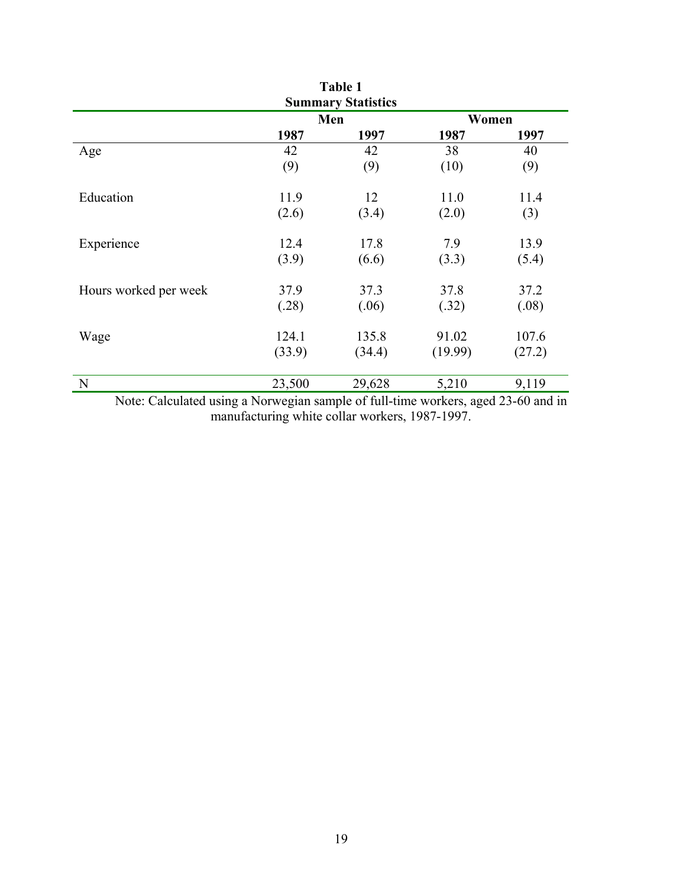**Table 1**
**Summary Statistics**

| | Men | | Women | |
|---|---|---|---|---|
| | **1987** | **1997** | **1987** | **1997** |
| Age | 42 | 42 | 38 | 40 |
| | (9) | (9) | (10) | (9) |
| Education | 11.9 | 12 | 11.0 | 11.4 |
| | (2.6) | (3.4) | (2.0) | (3) |
| Experience | 12.4 | 17.8 | 7.9 | 13.9 |
| | (3.9) | (6.6) | (3.3) | (5.4) |
| Hours worked per week | 37.9 | 37.3 | 37.8 | 37.2 |
| | (.28) | (.06) | (.32) | (.08) |
| Wage | 124.1 | 135.8 | 91.02 | 107.6 |
| | (33.9) | (34.4) | (19.99) | (27.2) |
| N | 23,500 | 29,628 | 5,210 | 9,119 |

Note: Calculated using a Norwegian sample of full-time workers, aged 23-60 and in manufacturing white collar workers, 1987-1997.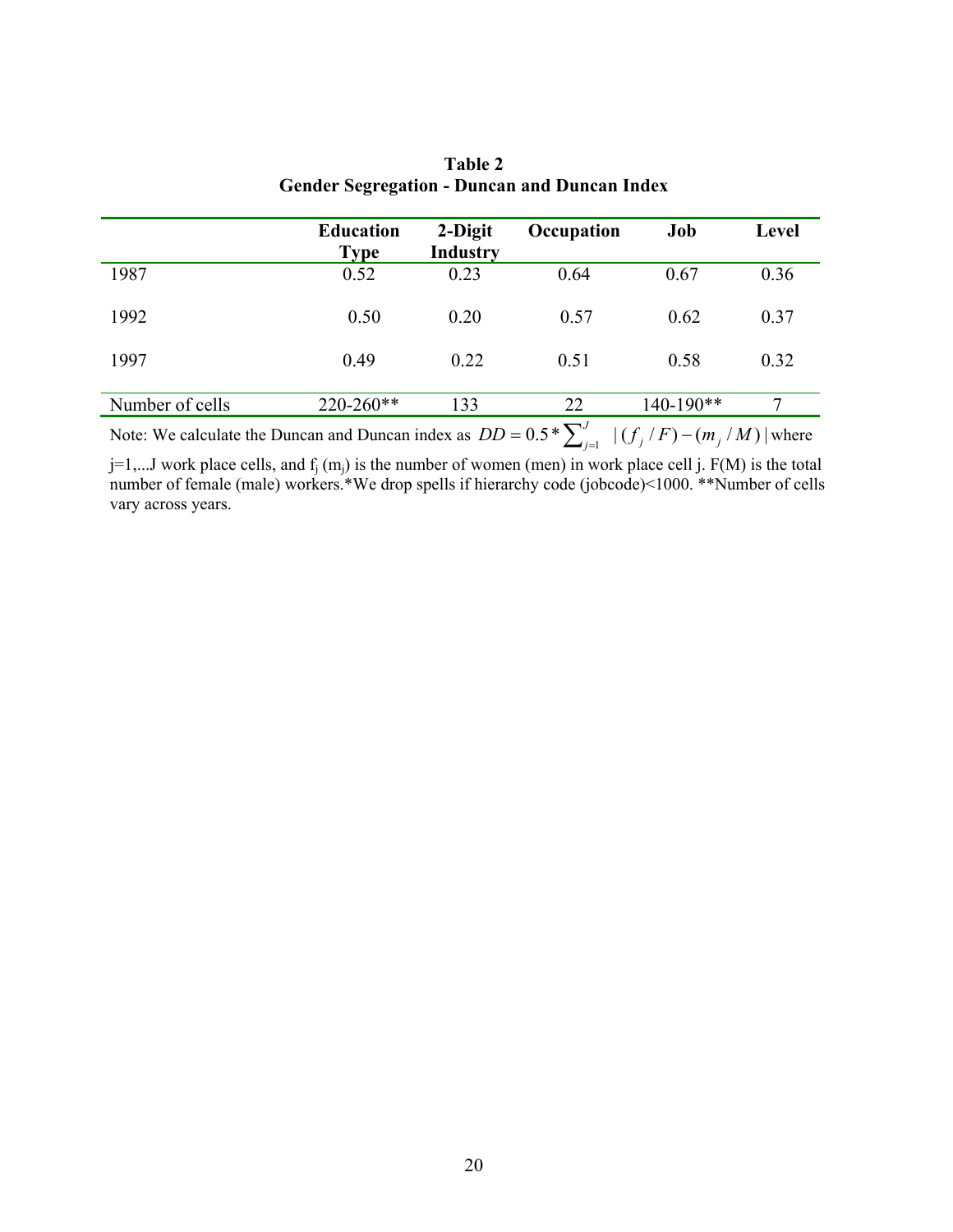**Table 2**
**Gender Segregation - Duncan and Duncan Index**

| | Education Type | 2-Digit Industry | Occupation | Job | Level |
|---|---|---|---|---|---|
| 1987 | 0.52 | 0.23 | 0.64 | 0.67 | 0.36 |
| 1992 | 0.50 | 0.20 | 0.57 | 0.62 | 0.37 |
| 1997 | 0.49 | 0.22 | 0.51 | 0.58 | 0.32 |
| Number of cells | 220-260** | 133 | 22 | 140-190** | 7 |

Note: We calculate the Duncan and Duncan index as $DD = 0.5 * \sum_{j=1}^{J} |(f_j / F) - (m_j / M)|$ where $j=1,...J$ work place cells, and $f_j$ ($m_j$) is the number of women (men) in work place cell j. F(M) is the total number of female (male) workers.*We drop spells if hierarchy code (jobcode)<1000. **Number of cells vary across years.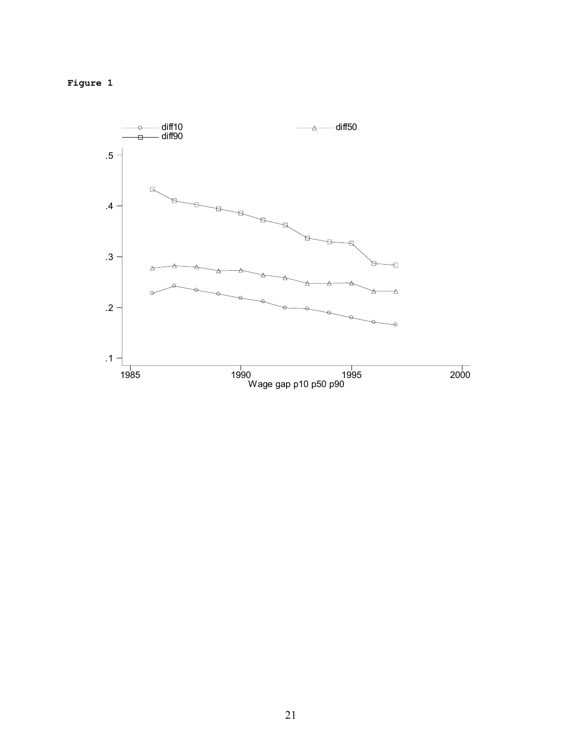**Figure 1**

diff10 diff50 diff90

.5

.4

.3

.2

.1

1985 1990 1995 2000

Wage gap p10 p50 p90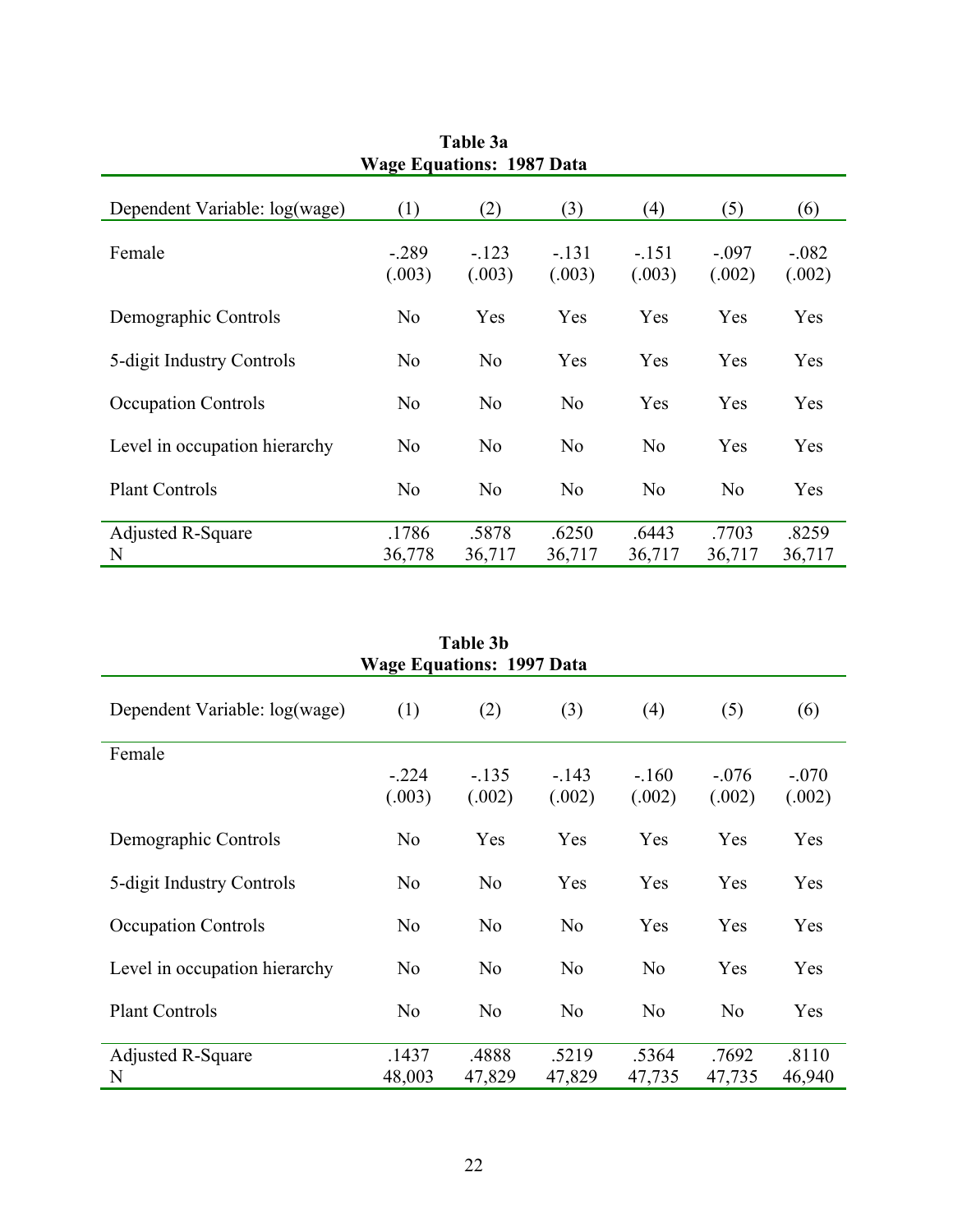**Table 3a**
**Wage Equations: 1987 Data**

| Dependent Variable: log(wage) | (1) | (2) | (3) | (4) | (5) | (6) |
|---|---|---|---|---|---|---|
| Female | -.289 | -.123 | -.131 | -.151 | -.097 | -.082 |
| | (.003) | (.003) | (.003) | (.003) | (.002) | (.002) |
| Demographic Controls | No | Yes | Yes | Yes | Yes | Yes |
| 5-digit Industry Controls | No | No | Yes | Yes | Yes | Yes |
| Occupation Controls | No | No | No | Yes | Yes | Yes |
| Level in occupation hierarchy | No | No | No | No | Yes | Yes |
| Plant Controls | No | No | No | No | No | Yes |
| Adjusted R-Square | .1786 | .5878 | .6250 | .6443 | .7703 | .8259 |
| N | 36,778 | 36,717 | 36,717 | 36,717 | 36,717 | 36,717 |

**Table 3b**
**Wage Equations: 1997 Data**

| Dependent Variable: log(wage) | (1) | (2) | (3) | (4) | (5) | (6) |
|---|---|---|---|---|---|---|
| Female | -.224 | -.135 | -.143 | -.160 | -.076 | -.070 |
| | (.003) | (.002) | (.002) | (.002) | (.002) | (.002) |
| Demographic Controls | No | Yes | Yes | Yes | Yes | Yes |
| 5-digit Industry Controls | No | No | Yes | Yes | Yes | Yes |
| Occupation Controls | No | No | No | Yes | Yes | Yes |
| Level in occupation hierarchy | No | No | No | No | Yes | Yes |
| Plant Controls | No | No | No | No | No | Yes |
| Adjusted R-Square | .1437 | .4888 | .5219 | .5364 | .7692 | .8110 |
| N | 48,003 | 47,829 | 47,829 | 47,735 | 47,735 | 46,940 |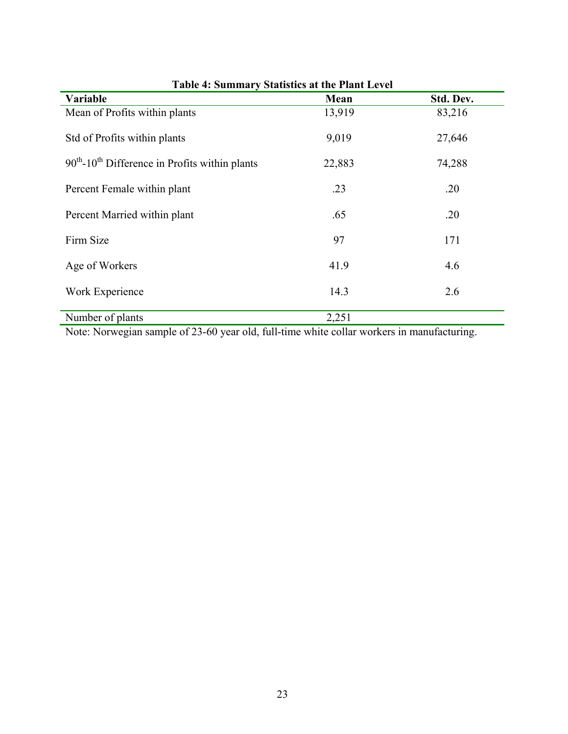**Table 4: Summary Statistics at the Plant Level**

| Variable | Mean | Std. Dev. |
|---|---|---|
| Mean of Profits within plants | 13,919 | 83,216 |
| Std of Profits within plants | 9,019 | 27,646 |
| $90^{th}$-$10^{th}$ Difference in Profits within plants | 22,883 | 74,288 |
| Percent Female within plant | .23 | .20 |
| Percent Married within plant | .65 | .20 |
| Firm Size | 97 | 171 |
| Age of Workers | 41.9 | 4.6 |
| Work Experience | 14.3 | 2.6 |
| Number of plants | 2,251 | |

Note: Norwegian sample of 23-60 year old, full-time white collar workers in manufacturing.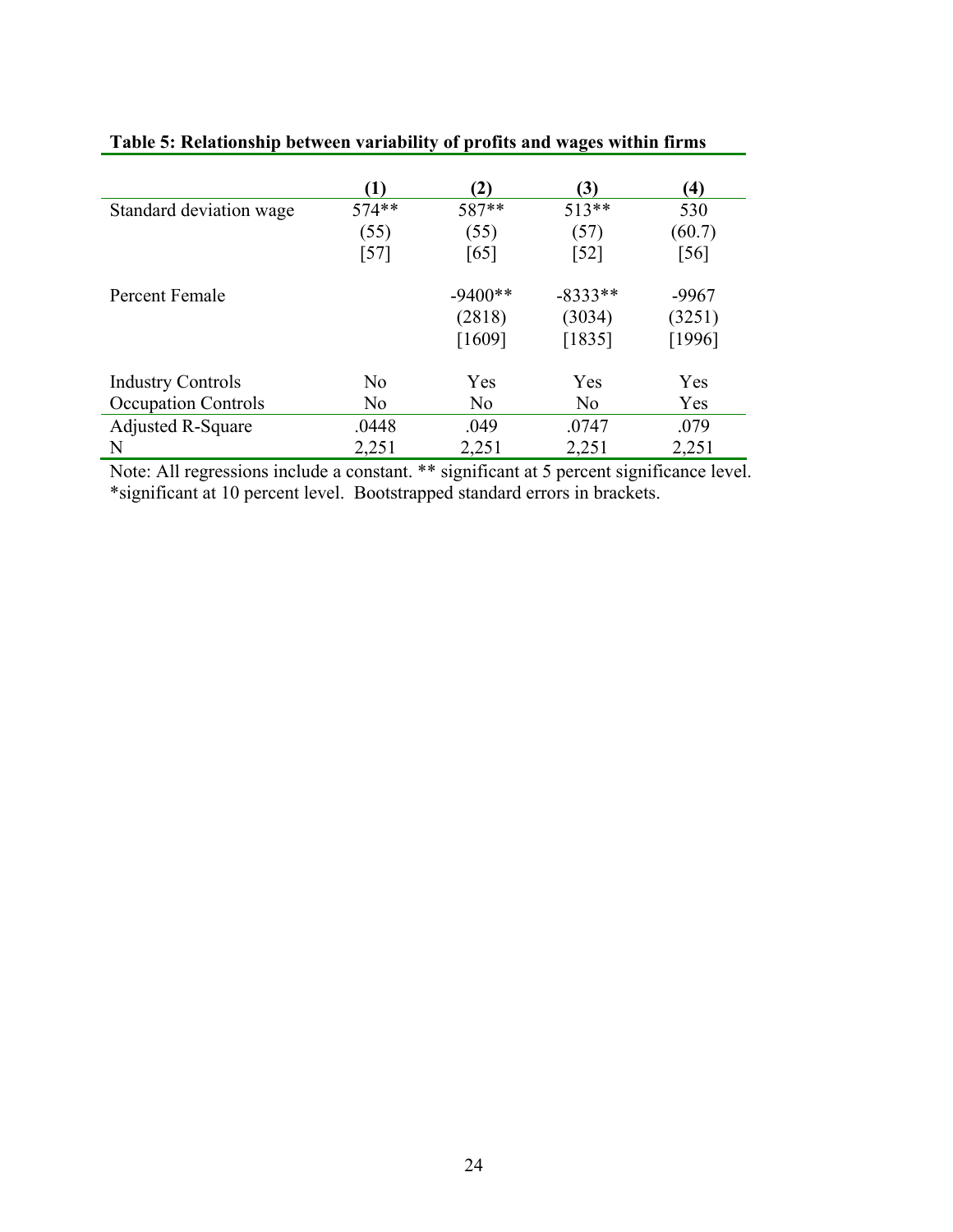**Table 5: Relationship between variability of profits and wages within firms**

| | (1) | (2) | (3) | (4) |
|---|---|---|---|---|
| Standard deviation wage | 574** | 587** | 513** | 530 |
| | (55) | (55) | (57) | (60.7) |
| | [57] | [65] | [52] | [56] |
| Percent Female | | -9400** | -8333** | -9967 |
| | | (2818) | (3034) | (3251) |
| | | [1609] | [1835] | [1996] |
| Industry Controls | No | Yes | Yes | Yes |
| Occupation Controls | No | No | No | Yes |
| Adjusted R-Square | .0448 | .049 | .0747 | .079 |
| N | 2,251 | 2,251 | 2,251 | 2,251 |

Note: All regressions include a constant. ** significant at 5 percent significance level. *significant at 10 percent level. Bootstrapped standard errors in brackets.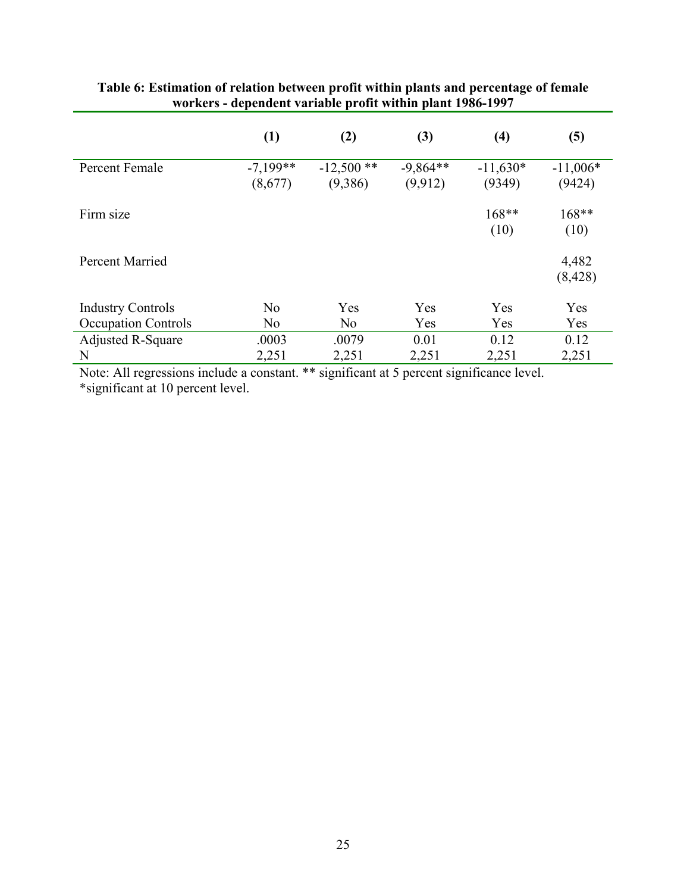**Table 6: Estimation of relation between profit within plants and percentage of female workers - dependent variable profit within plant 1986-1997**

| | (1) | (2) | (3) | (4) | (5) |
|---|---|---|---|---|---|
| Percent Female | -7,199** | -12,500 ** | -9,864** | -11,630* | -11,006* |
| | (8,677) | (9,386) | (9,912) | (9349) | (9424) |
| Firm size | | | | 168** | 168** |
| | | | | (10) | (10) |
| Percent Married | | | | | 4,482 |
| | | | | | (8,428) |
| Industry Controls | No | Yes | Yes | Yes | Yes |
| Occupation Controls | No | No | Yes | Yes | Yes |
| Adjusted R-Square | .0003 | .0079 | 0.01 | 0.12 | 0.12 |
| N | 2,251 | 2,251 | 2,251 | 2,251 | 2,251 |

Note: All regressions include a constant. ** significant at 5 percent significance level. *significant at 10 percent level.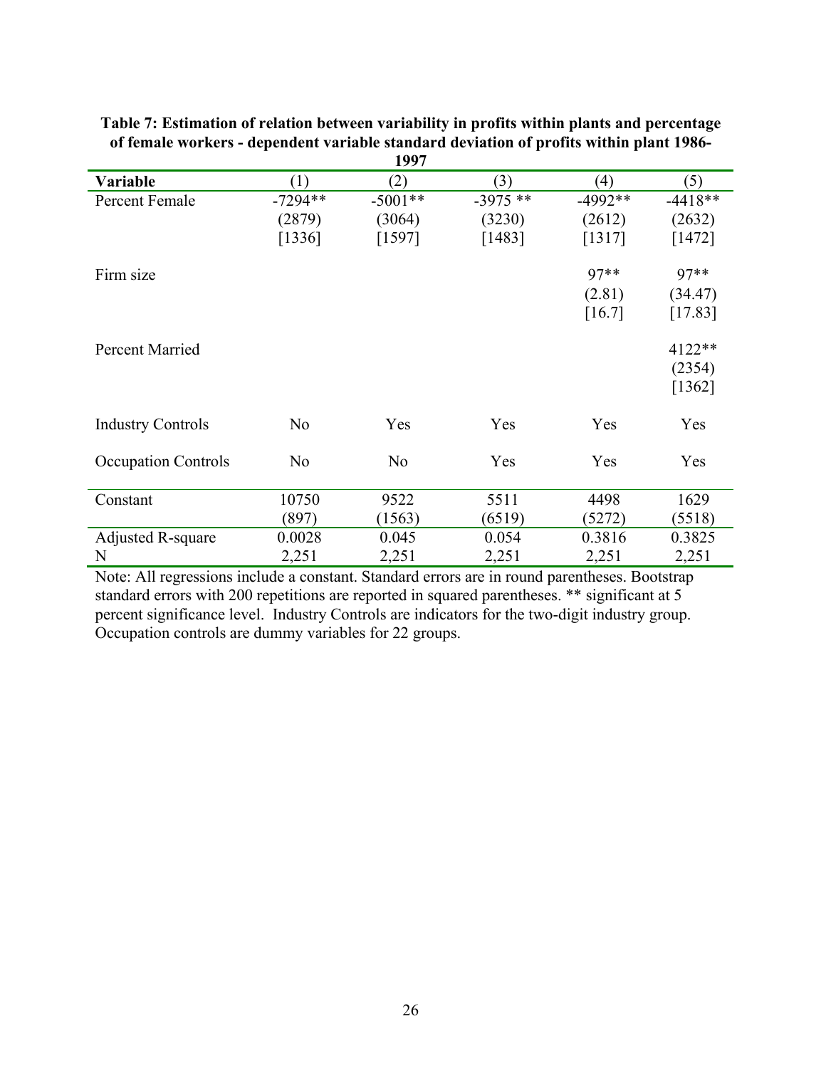**Table 7: Estimation of relation between variability in profits within plants and percentage of female workers - dependent variable standard deviation of profits within plant 1986-1997**

| Variable | (1) | (2) | (3) | (4) | (5) |
|---|---|---|---|---|---|
| Percent Female | -7294** | -5001** | -3975 ** | -4992** | -4418** |
| | (2879) | (3064) | (3230) | (2612) | (2632) |
| | [1336] | [1597] | [1483] | [1317] | [1472] |
| Firm size | | | | 97** | 97** |
| | | | | (2.81) | (34.47) |
| | | | | [16.7] | [17.83] |
| Percent Married | | | | | 4122** |
| | | | | | (2354) |
| | | | | | [1362] |
| Industry Controls | No | Yes | Yes | Yes | Yes |
| Occupation Controls | No | No | Yes | Yes | Yes |
| Constant | 10750 | 9522 | 5511 | 4498 | 1629 |
| | (897) | (1563) | (6519) | (5272) | (5518) |
| Adjusted R-square | 0.0028 | 0.045 | 0.054 | 0.3816 | 0.3825 |
| N | 2,251 | 2,251 | 2,251 | 2,251 | 2,251 |

Note: All regressions include a constant. Standard errors are in round parentheses. Bootstrap standard errors with 200 repetitions are reported in squared parentheses. ** significant at 5 percent significance level. Industry Controls are indicators for the two-digit industry group. Occupation controls are dummy variables for 22 groups.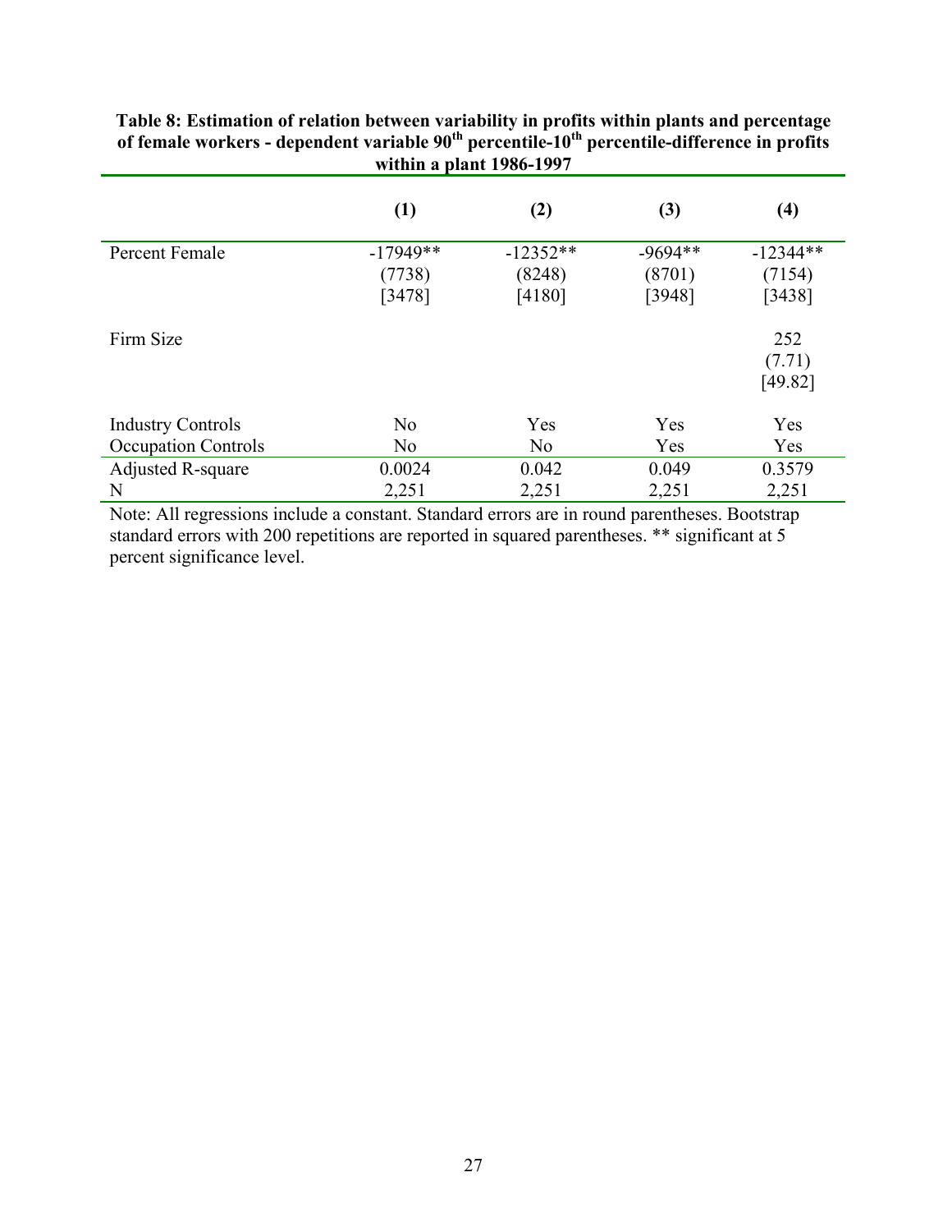**Table 8: Estimation of relation between variability in profits within plants and percentage of female workers - dependent variable $90^{th}$ percentile-$10^{th}$ percentile-difference in profits within a plant 1986-1997**

| | (1) | (2) | (3) | (4) |
|---|---|---|---|---|
| Percent Female | -17949** | -12352** | -9694** | -12344** |
| | (7738) | (8248) | (8701) | (7154) |
| | [3478] | [4180] | [3948] | [3438] |
| Firm Size | | | | 252 |
| | | | | (7.71) |
| | | | | [49.82] |
| Industry Controls | No | Yes | Yes | Yes |
| Occupation Controls | No | No | Yes | Yes |
| Adjusted R-square | 0.0024 | 0.042 | 0.049 | 0.3579 |
| N | 2,251 | 2,251 | 2,251 | 2,251 |

Note: All regressions include a constant. Standard errors are in round parentheses. Bootstrap standard errors with 200 repetitions are reported in squared parentheses. ** significant at 5 percent significance level.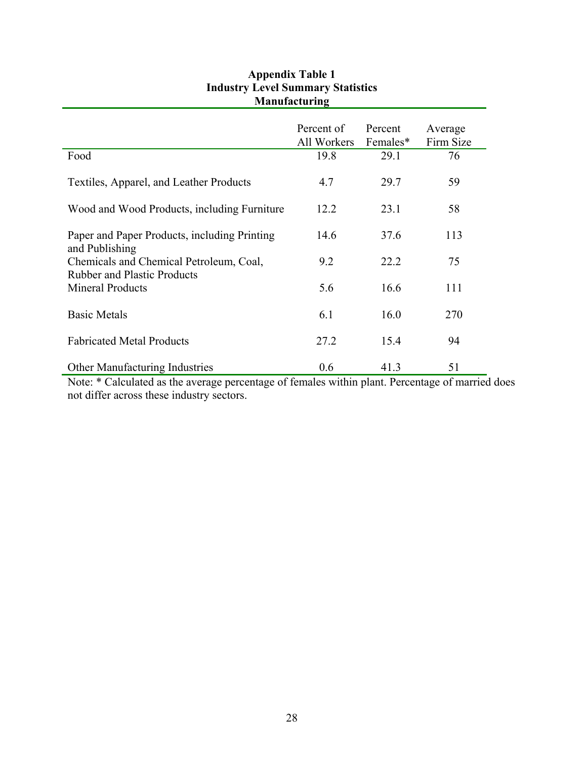**Appendix Table 1**
**Industry Level Summary Statistics**
**Manufacturing**

| | Percent of All Workers | Percent Females* | Average Firm Size |
|---|---|---|---|
| Food | 19.8 | 29.1 | 76 |
| Textiles, Apparel, and Leather Products | 4.7 | 29.7 | 59 |
| Wood and Wood Products, including Furniture | 12.2 | 23.1 | 58 |
| Paper and Paper Products, including Printing and Publishing | 14.6 | 37.6 | 113 |
| Chemicals and Chemical Petroleum, Coal, Rubber and Plastic Products | 9.2 | 22.2 | 75 |
| Mineral Products | 5.6 | 16.6 | 111 |
| Basic Metals | 6.1 | 16.0 | 270 |
| Fabricated Metal Products | 27.2 | 15.4 | 94 |
| Other Manufacturing Industries | 0.6 | 41.3 | 51 |

Note: * Calculated as the average percentage of females within plant. Percentage of married does not differ across these industry sectors.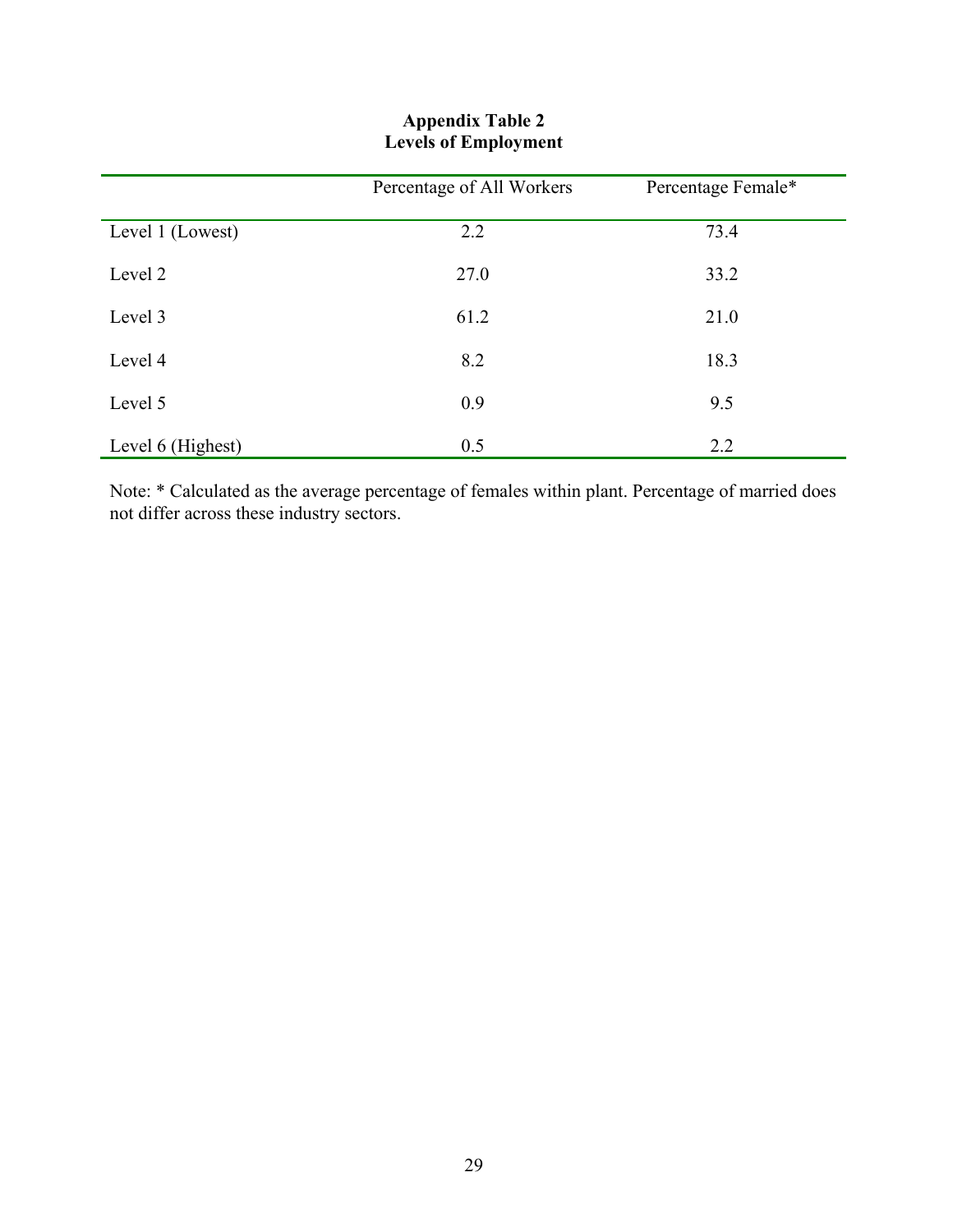**Appendix Table 2**
**Levels of Employment**

| | Percentage of All Workers | Percentage Female* |
|---|---|---|
| Level 1 (Lowest) | 2.2 | 73.4 |
| Level 2 | 27.0 | 33.2 |
| Level 3 | 61.2 | 21.0 |
| Level 4 | 8.2 | 18.3 |
| Level 5 | 0.9 | 9.5 |
| Level 6 (Highest) | 0.5 | 2.2 |

Note: * Calculated as the average percentage of females within plant. Percentage of married does not differ across these industry sectors.